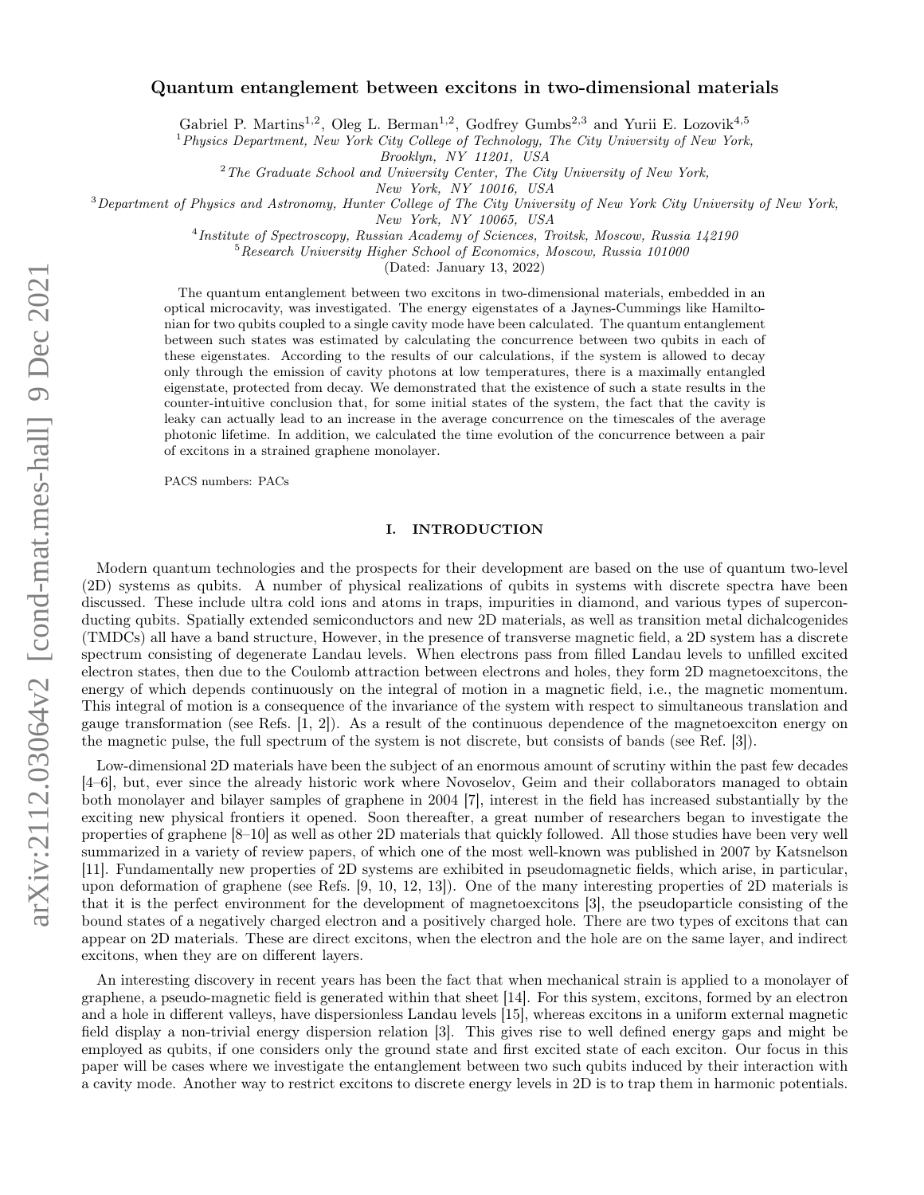# Quantum entanglement between excitons in two-dimensional materials

Gabriel P. Martins[1,2], Oleg L. Berman[1,2], Godfrey Gumbs[2,3] and Yurii E. Lozovik[4,5]

[1] *Physics Department, New York City College of Technology, The City University of New York, Brooklyn, NY 11201, USA*

[2] *The Graduate School and University Center, The City University of New York, New York, NY 10016, USA*

[3] *Department of Physics and Astronomy, Hunter College of The City University of New York City University of New York, New York, NY 10065, USA*

[4] *Institute of Spectroscopy, Russian Academy of Sciences, Troitsk, Moscow, Russia 142190*

[5] *Research University Higher School of Economics, Moscow, Russia 101000*

(Dated: January 13, 2022)

The quantum entanglement between two excitons in two-dimensional materials, embedded in an optical microcavity, was investigated. The energy eigenstates of a Jaynes-Cummings like Hamiltonian for two qubits coupled to a single cavity mode have been calculated. The quantum entanglement between such states was estimated by calculating the concurrence between two qubits in each of these eigenstates. According to the results of our calculations, if the system is allowed to decay only through the emission of cavity photons at low temperatures, there is a maximally entangled eigenstate, protected from decay. We demonstrated that the existence of such a state results in the counter-intuitive conclusion that, for some initial states of the system, the fact that the cavity is leaky can actually lead to an increase in the average concurrence on the timescales of the average photonic lifetime. In addition, we calculated the time evolution of the concurrence between a pair of excitons in a strained graphene monolayer.

PACS numbers: PACs

## I. INTRODUCTION

Modern quantum technologies and the prospects for their development are based on the use of quantum two-level (2D) systems as qubits. A number of physical realizations of qubits in systems with discrete spectra have been discussed. These include ultra cold ions and atoms in traps, impurities in diamond, and various types of superconducting qubits. Spatially extended semiconductors and new 2D materials, as well as transition metal dichalcogenides (TMDCs) all have a band structure, However, in the presence of transverse magnetic field, a 2D system has a discrete spectrum consisting of degenerate Landau levels. When electrons pass from filled Landau levels to unfilled excited electron states, then due to the Coulomb attraction between electrons and holes, they form 2D magnetoexcitons, the energy of which depends continuously on the integral of motion in a magnetic field, i.e., the magnetic momentum. This integral of motion is a consequence of the invariance of the system with respect to simultaneous translation and gauge transformation (see Refs. [1, 2]). As a result of the continuous dependence of the magnetoexciton energy on the magnetic pulse, the full spectrum of the system is not discrete, but consists of bands (see Ref. [3]).

Low-dimensional 2D materials have been the subject of an enormous amount of scrutiny within the past few decades [4–6], but, ever since the already historic work where Novoselov, Geim and their collaborators managed to obtain both monolayer and bilayer samples of graphene in 2004 [7], interest in the field has increased substantially by the exciting new physical frontiers it opened. Soon thereafter, a great number of researchers began to investigate the properties of graphene [8–10] as well as other 2D materials that quickly followed. All those studies have been very well summarized in a variety of review papers, of which one of the most well-known was published in 2007 by Katsnelson [11]. Fundamentally new properties of 2D systems are exhibited in pseudomagnetic fields, which arise, in particular, upon deformation of graphene (see Refs. [9, 10, 12, 13]). One of the many interesting properties of 2D materials is that it is the perfect environment for the development of magnetoexcitons [3], the pseudoparticle consisting of the bound states of a negatively charged electron and a positively charged hole. There are two types of excitons that can appear on 2D materials. These are direct excitons, when the electron and the hole are on the same layer, and indirect excitons, when they are on different layers.

An interesting discovery in recent years has been the fact that when mechanical strain is applied to a monolayer of graphene, a pseudo-magnetic field is generated within that sheet [14]. For this system, excitons, formed by an electron and a hole in different valleys, have dispersionless Landau levels [15], whereas excitons in a uniform external magnetic field display a non-trivial energy dispersion relation [3]. This gives rise to well defined energy gaps and might be employed as qubits, if one considers only the ground state and first excited state of each exciton. Our focus in this paper will be cases where we investigate the entanglement between two such qubits induced by their interaction with a cavity mode. Another way to restrict excitons to discrete energy levels in 2D is to trap them in harmonic potentials.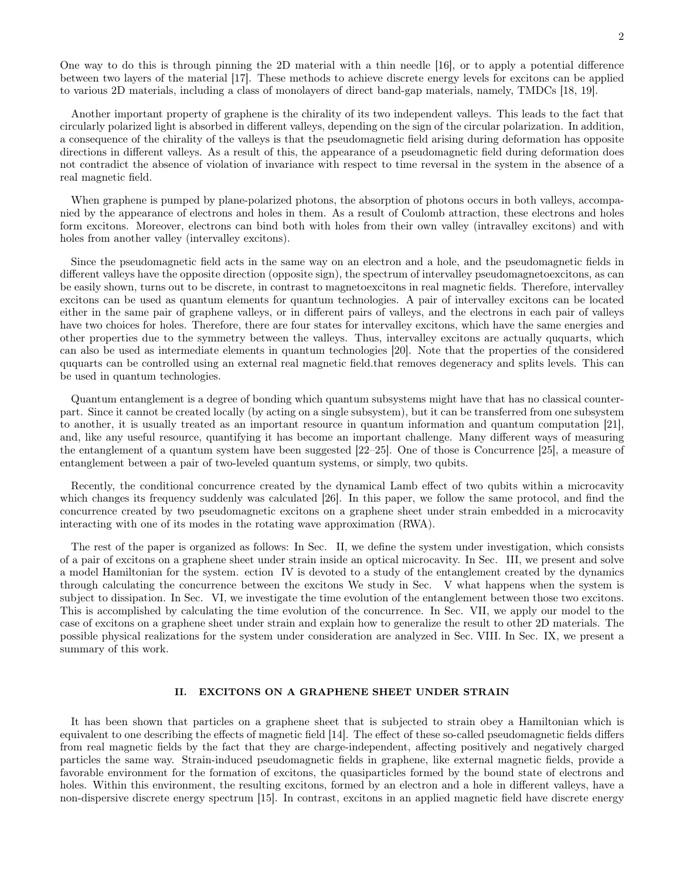One way to do this is through pinning the 2D material with a thin needle [16], or to apply a potential difference between two layers of the material [17]. These methods to achieve discrete energy levels for excitons can be applied to various 2D materials, including a class of monolayers of direct band-gap materials, namely, TMDCs [18, 19].

Another important property of graphene is the chirality of its two independent valleys. This leads to the fact that circularly polarized light is absorbed in different valleys, depending on the sign of the circular polarization. In addition, a consequence of the chirality of the valleys is that the pseudomagnetic field arising during deformation has opposite directions in different valleys. As a result of this, the appearance of a pseudomagnetic field during deformation does not contradict the absence of violation of invariance with respect to time reversal in the system in the absence of a real magnetic field.

When graphene is pumped by plane-polarized photons, the absorption of photons occurs in both valleys, accompanied by the appearance of electrons and holes in them. As a result of Coulomb attraction, these electrons and holes form excitons. Moreover, electrons can bind both with holes from their own valley (intravalley excitons) and with holes from another valley (intervalley excitons).

Since the pseudomagnetic field acts in the same way on an electron and a hole, and the pseudomagnetic fields in different valleys have the opposite direction (opposite sign), the spectrum of intervalley pseudomagnetoexcitons, as can be easily shown, turns out to be discrete, in contrast to magnetoexcitons in real magnetic fields. Therefore, intervalley excitons can be used as quantum elements for quantum technologies. A pair of intervalley excitons can be located either in the same pair of graphene valleys, or in different pairs of valleys, and the electrons in each pair of valleys have two choices for holes. Therefore, there are four states for intervalley excitons, which have the same energies and other properties due to the symmetry between the valleys. Thus, intervalley excitons are actually ququarts, which can also be used as intermediate elements in quantum technologies [20]. Note that the properties of the considered ququarts can be controlled using an external real magnetic field.that removes degeneracy and splits levels. This can be used in quantum technologies.

Quantum entanglement is a degree of bonding which quantum subsystems might have that has no classical counterpart. Since it cannot be created locally (by acting on a single subsystem), but it can be transferred from one subsystem to another, it is usually treated as an important resource in quantum information and quantum computation [21], and, like any useful resource, quantifying it has become an important challenge. Many different ways of measuring the entanglement of a quantum system have been suggested [22–25]. One of those is Concurrence [25], a measure of entanglement between a pair of two-leveled quantum systems, or simply, two qubits.

Recently, the conditional concurrence created by the dynamical Lamb effect of two qubits within a microcavity which changes its frequency suddenly was calculated [26]. In this paper, we follow the same protocol, and find the concurrence created by two pseudomagnetic excitons on a graphene sheet under strain embedded in a microcavity interacting with one of its modes in the rotating wave approximation (RWA).

The rest of the paper is organized as follows: In Sec. II, we define the system under investigation, which consists of a pair of excitons on a graphene sheet under strain inside an optical microcavity. In Sec. III, we present and solve a model Hamiltonian for the system. ection IV is devoted to a study of the entanglement created by the dynamics through calculating the concurrence between the excitons We study in Sec. V what happens when the system is subject to dissipation. In Sec. VI, we investigate the time evolution of the entanglement between those two excitons. This is accomplished by calculating the time evolution of the concurrence. In Sec. VII, we apply our model to the case of excitons on a graphene sheet under strain and explain how to generalize the result to other 2D materials. The possible physical realizations for the system under consideration are analyzed in Sec. VIII. In Sec. IX, we present a summary of this work.

## II. EXCITONS ON A GRAPHENE SHEET UNDER STRAIN

It has been shown that particles on a graphene sheet that is subjected to strain obey a Hamiltonian which is equivalent to one describing the effects of magnetic field [14]. The effect of these so-called pseudomagnetic fields differs from real magnetic fields by the fact that they are charge-independent, affecting positively and negatively charged particles the same way. Strain-induced pseudomagnetic fields in graphene, like external magnetic fields, provide a favorable environment for the formation of excitons, the quasiparticles formed by the bound state of electrons and holes. Within this environment, the resulting excitons, formed by an electron and a hole in different valleys, have a non-dispersive discrete energy spectrum [15]. In contrast, excitons in an applied magnetic field have discrete energy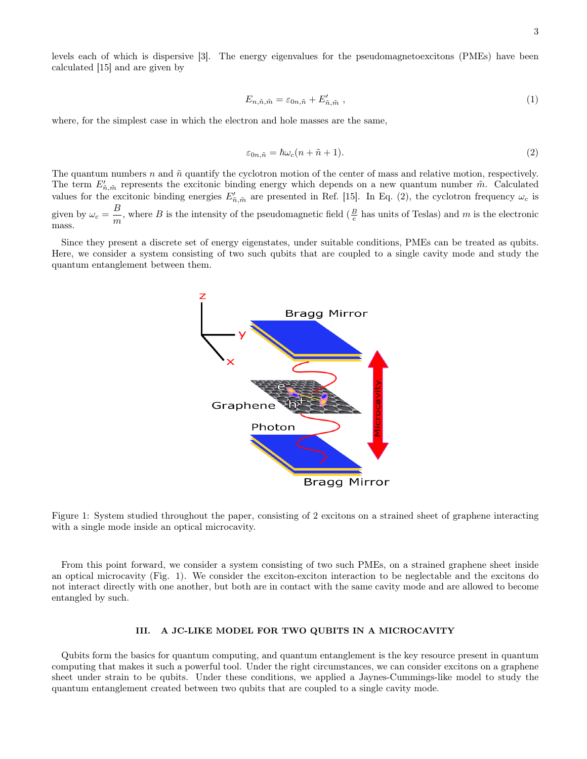levels each of which is dispersive [3]. The energy eigenvalues for the pseudomagnetoexcitons (PMEs) have been calculated [15] and are given by

$$E_{n,\tilde{n},\tilde{m}} = \varepsilon_{0n,\tilde{n}} + E'_{\tilde{n},\tilde{m}} \ , \tag{1}$$

where, for the simplest case in which the electron and hole masses are the same,

$$\varepsilon_{0n,\tilde{n}} = \hbar\omega_c(n + \tilde{n} + 1). \tag{2}$$

The quantum numbers $n$ and $\tilde{n}$ quantify the cyclotron motion of the center of mass and relative motion, respectively. The term $E'_{\tilde{n},\tilde{m}}$ represents the excitonic binding energy which depends on a new quantum number $\tilde{m}$. Calculated values for the excitonic binding energies $E'_{\tilde{n},\tilde{m}}$ are presented in Ref. [15]. In Eq. (2), the cyclotron frequency $\omega_c$ is given by $\omega_c = \dfrac{B}{m}$, where $B$ is the intensity of the pseudomagnetic field ($\frac{B}{e}$ has units of Teslas) and $m$ is the electronic mass.

Since they present a discrete set of energy eigenstates, under suitable conditions, PMEs can be treated as qubits. Here, we consider a system consisting of two such qubits that are coupled to a single cavity mode and study the quantum entanglement between them.

Figure 1: System studied throughout the paper, consisting of 2 excitons on a strained sheet of graphene interacting with a single mode inside an optical microcavity.

From this point forward, we consider a system consisting of two such PMEs, on a strained graphene sheet inside an optical microcavity (Fig. 1). We consider the exciton-exciton interaction to be neglectable and the excitons do not interact directly with one another, but both are in contact with the same cavity mode and are allowed to become entangled by such.

## III. A JC-LIKE MODEL FOR TWO QUBITS IN A MICROCAVITY

Qubits form the basics for quantum computing, and quantum entanglement is the key resource present in quantum computing that makes it such a powerful tool. Under the right circumstances, we can consider excitons on a graphene sheet under strain to be qubits. Under these conditions, we applied a Jaynes-Cummings-like model to study the quantum entanglement created between two qubits that are coupled to a single cavity mode.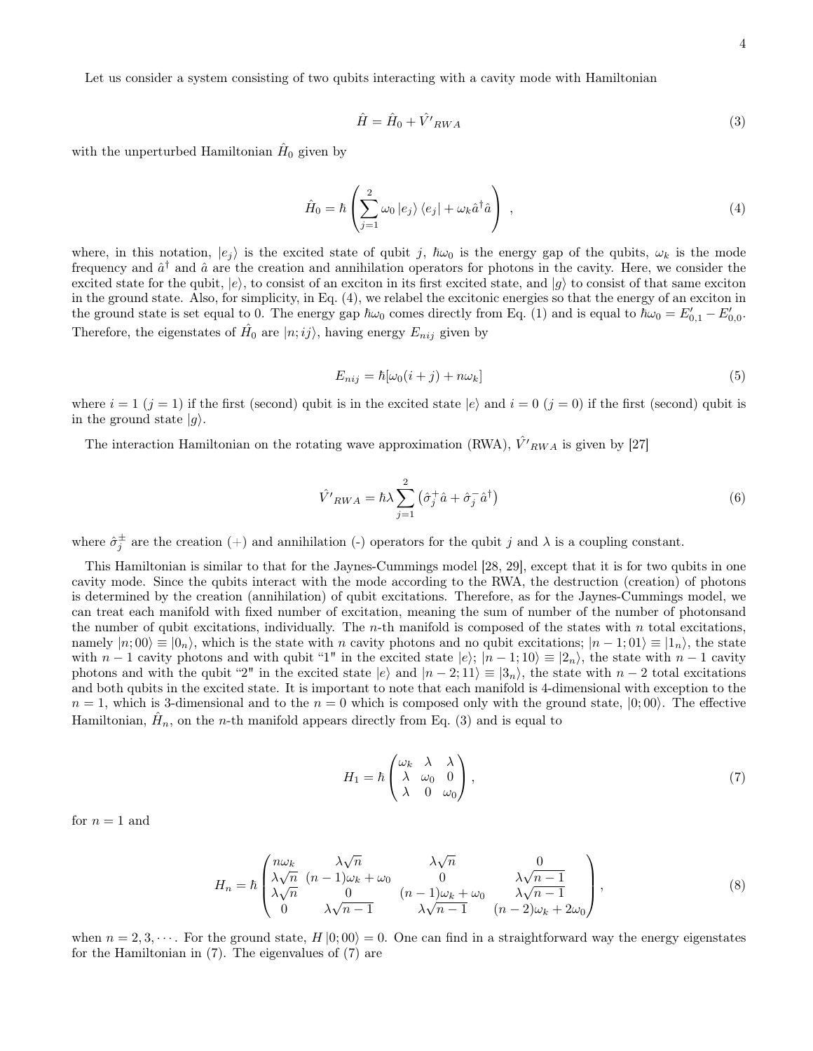Let us consider a system consisting of two qubits interacting with a cavity mode with Hamiltonian

$$
\hat{H} = \hat{H}_0 + \hat{V'}_{RWA} \tag{3}
$$

with the unperturbed Hamiltonian $\hat{H}_0$ given by

$$
\hat{H}_0 = \hbar \left( \sum_{j=1}^{2} \omega_0 \left| e_j \right\rangle \left\langle e_j \right| + \omega_k \hat{a}^\dagger \hat{a} \right) \ , \tag{4}
$$

where, in this notation, $|e_j\rangle$ is the excited state of qubit $j$, $\hbar\omega_0$ is the energy gap of the qubits, $\omega_k$ is the mode frequency and $\hat{a}^\dagger$ and $\hat{a}$ are the creation and annihilation operators for photons in the cavity. Here, we consider the excited state for the qubit, $|e\rangle$, to consist of an exciton in its first excited state, and $|g\rangle$ to consist of that same exciton in the ground state. Also, for simplicity, in Eq. (4), we relabel the excitonic energies so that the energy of an exciton in the ground state is set equal to 0. The energy gap $\hbar\omega_0$ comes directly from Eq. (1) and is equal to $\hbar\omega_0 = E'_{0,1} - E'_{0,0}$. Therefore, the eigenstates of $\hat{H}_0$ are $|n; ij\rangle$, having energy $E_{nij}$ given by

$$
E_{nij} = \hbar[\omega_0(i + j) + n\omega_k] \tag{5}
$$

where $i = 1$ ($j = 1$) if the first (second) qubit is in the excited state $|e\rangle$ and $i = 0$ ($j = 0$) if the first (second) qubit is in the ground state $|g\rangle$.

The interaction Hamiltonian on the rotating wave approximation (RWA), $\hat{V'}_{RWA}$ is given by [27]

$$
\hat{V'}_{RWA} = \hbar\lambda \sum_{j=1}^{2} \left( \hat{\sigma}_j^+ \hat{a} + \hat{\sigma}_j^- \hat{a}^\dagger \right) \tag{6}
$$

where $\hat{\sigma}_j^\pm$ are the creation (+) and annihilation (-) operators for the qubit $j$ and $\lambda$ is a coupling constant.

This Hamiltonian is similar to that for the Jaynes-Cummings model [28, 29], except that it is for two qubits in one cavity mode. Since the qubits interact with the mode according to the RWA, the destruction (creation) of photons is determined by the creation (annihilation) of qubit excitations. Therefore, as for the Jaynes-Cummings model, we can treat each manifold with fixed number of excitation, meaning the sum of number of the number of photonsand the number of qubit excitations, individually. The $n$-th manifold is composed of the states with $n$ total excitations, namely $|n; 00\rangle \equiv |0_n\rangle$, which is the state with $n$ cavity photons and no qubit excitations; $|n-1; 01\rangle \equiv |1_n\rangle$, the state with $n-1$ cavity photons and with qubit "1" in the excited state $|e\rangle$; $|n-1; 10\rangle \equiv |2_n\rangle$, the state with $n-1$ cavity photons and with the qubit "2" in the excited state $|e\rangle$ and $|n-2; 11\rangle \equiv |3_n\rangle$, the state with $n-2$ total excitations and both qubits in the excited state. It is important to note that each manifold is 4-dimensional with exception to the $n = 1$, which is 3-dimensional and to the $n = 0$ which is composed only with the ground state, $|0; 00\rangle$. The effective Hamiltonian, $\hat{H}_n$, on the $n$-th manifold appears directly from Eq. (3) and is equal to

$$
H_1 = \hbar \begin{pmatrix} \omega_k & \lambda & \lambda \\ \lambda & \omega_0 & 0 \\ \lambda & 0 & \omega_0 \end{pmatrix}, \tag{7}
$$

for $n = 1$ and

$$
H_n = \hbar \begin{pmatrix} n\omega_k & \lambda\sqrt{n} & \lambda\sqrt{n} & 0 \\ \lambda\sqrt{n} & (n-1)\omega_k + \omega_0 & 0 & \lambda\sqrt{n-1} \\ \lambda\sqrt{n} & 0 & (n-1)\omega_k + \omega_0 & \lambda\sqrt{n-1} \\ 0 & \lambda\sqrt{n-1} & \lambda\sqrt{n-1} & (n-2)\omega_k + 2\omega_0 \end{pmatrix}, \tag{8}
$$

when $n = 2, 3, \cdots$. For the ground state, $H\,|0; 00\rangle = 0$. One can find in a straightforward way the energy eigenstates for the Hamiltonian in (7). The eigenvalues of (7) are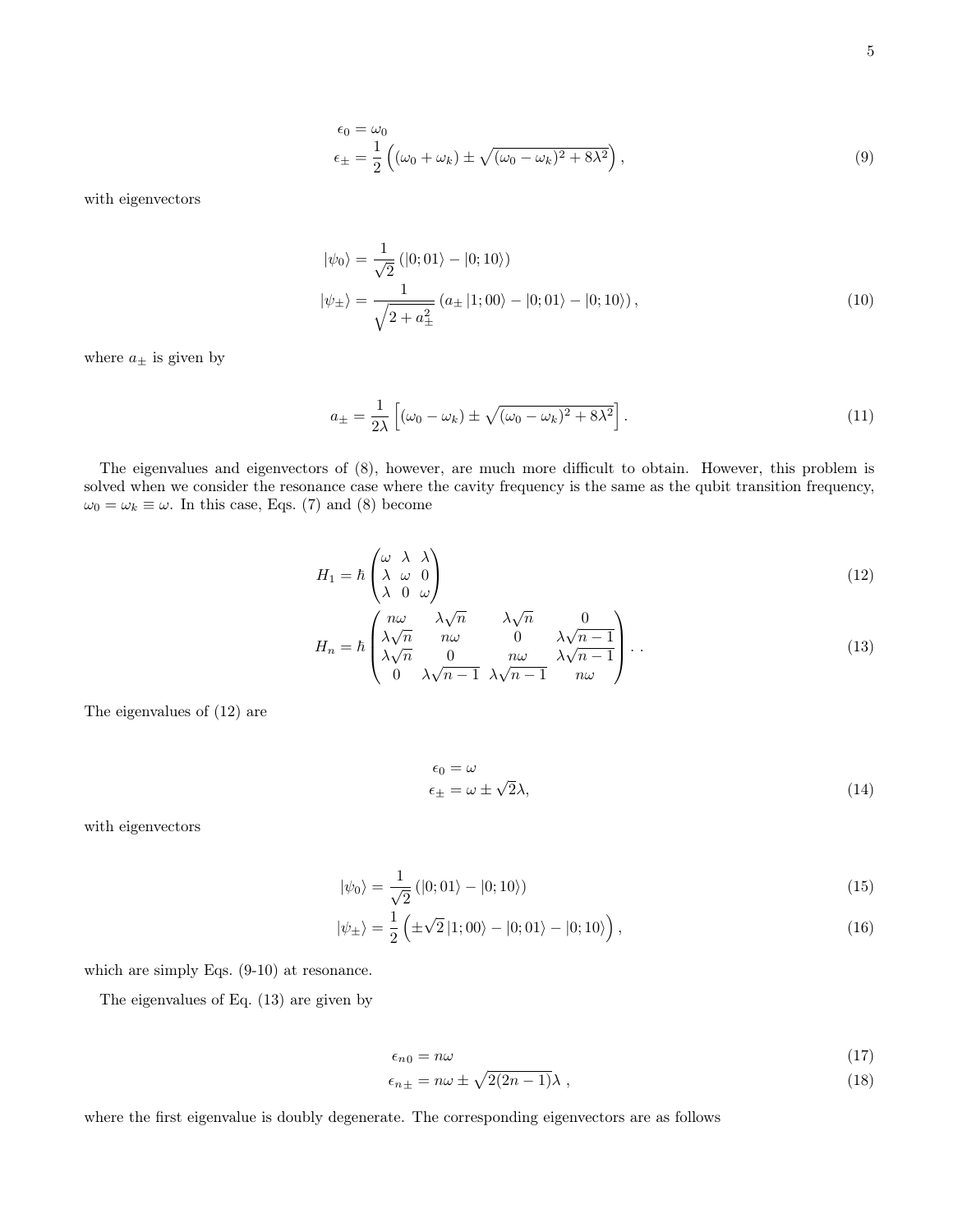$$
\begin{aligned}
\epsilon_0 &= \omega_0 \\
\epsilon_\pm &= \frac{1}{2}\left((\omega_0+\omega_k) \pm \sqrt{(\omega_0-\omega_k)^2+8\lambda^2}\right),
\end{aligned} \tag{9}
$$

with eigenvectors

$$
\begin{aligned}
|\psi_0\rangle &= \frac{1}{\sqrt{2}}\left(|0;01\rangle - |0;10\rangle\right) \\
|\psi_\pm\rangle &= \frac{1}{\sqrt{2+a_\pm^2}}\left(a_\pm |1;00\rangle - |0;01\rangle - |0;10\rangle\right),
\end{aligned} \tag{10}
$$

where $a_\pm$ is given by

$$
a_\pm = \frac{1}{2\lambda}\left[(\omega_0-\omega_k) \pm \sqrt{(\omega_0-\omega_k)^2+8\lambda^2}\right]. \tag{11}
$$

The eigenvalues and eigenvectors of (8), however, are much more difficult to obtain. However, this problem is solved when we consider the resonance case where the cavity frequency is the same as the qubit transition frequency, $\omega_0 = \omega_k \equiv \omega$. In this case, Eqs. (7) and (8) become

$$
H_1 = \hbar \begin{pmatrix} \omega & \lambda & \lambda \\ \lambda & \omega & 0 \\ \lambda & 0 & \omega \end{pmatrix} \tag{12}
$$

$$
H_n = \hbar \begin{pmatrix} n\omega & \lambda\sqrt{n} & \lambda\sqrt{n} & 0 \\ \lambda\sqrt{n} & n\omega & 0 & \lambda\sqrt{n-1} \\ \lambda\sqrt{n} & 0 & n\omega & \lambda\sqrt{n-1} \\ 0 & \lambda\sqrt{n-1} & \lambda\sqrt{n-1} & n\omega \end{pmatrix}. . \tag{13}
$$

The eigenvalues of (12) are

$$
\begin{aligned}
\epsilon_0 &= \omega \\
\epsilon_\pm &= \omega \pm \sqrt{2}\lambda,
\end{aligned} \tag{14}
$$

with eigenvectors

$$
|\psi_0\rangle = \frac{1}{\sqrt{2}}\left(|0;01\rangle - |0;10\rangle\right) \tag{15}
$$

$$
|\psi_\pm\rangle = \frac{1}{2}\left(\pm\sqrt{2}\,|1;00\rangle - |0;01\rangle - |0;10\rangle\right), \tag{16}
$$

which are simply Eqs. (9-10) at resonance.

The eigenvalues of Eq. (13) are given by

$$
\epsilon_{n0} = n\omega \tag{17}
$$

$$
\epsilon_{n\pm} = n\omega \pm \sqrt{2(2n-1)}\lambda\ , \tag{18}
$$

where the first eigenvalue is doubly degenerate. The corresponding eigenvectors are as follows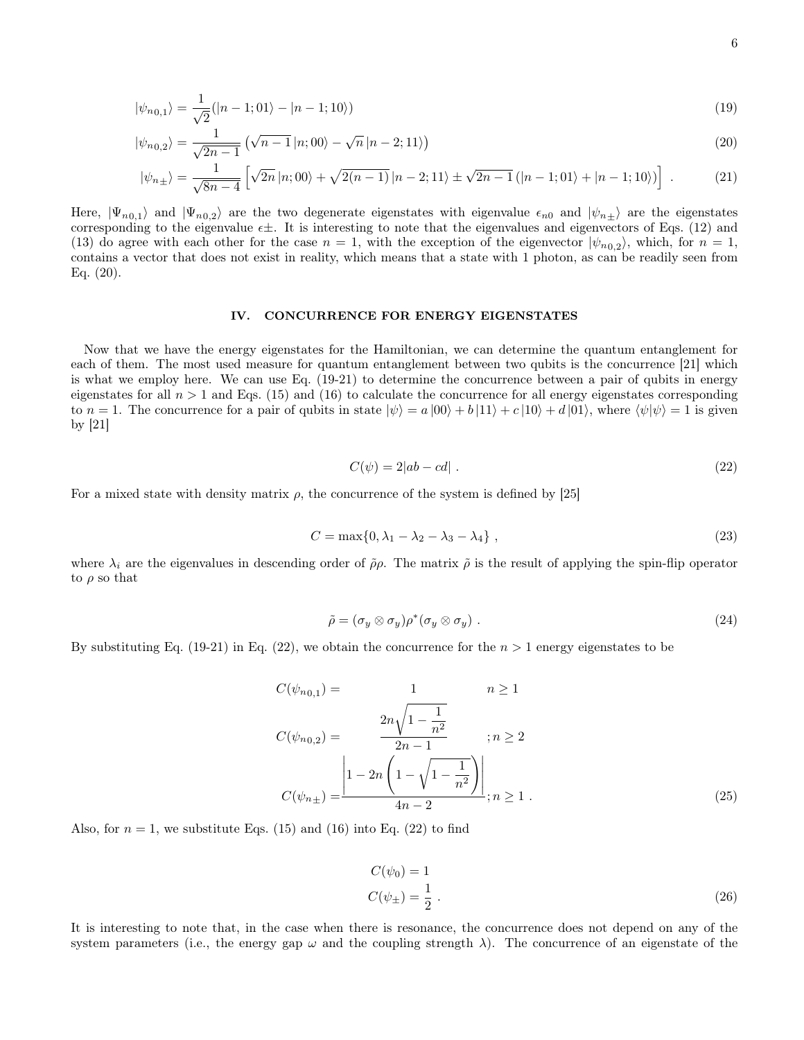$$|\psi_{n0,1}\rangle = \frac{1}{\sqrt{2}}(|n-1;01\rangle - |n-1;10\rangle) \tag{19}$$

$$|\psi_{n0,2}\rangle = \frac{1}{\sqrt{2n-1}}\left(\sqrt{n-1}\,|n;00\rangle - \sqrt{n}\,|n-2;11\rangle\right) \tag{20}$$

$$|\psi_{n\pm}\rangle = \frac{1}{\sqrt{8n-4}}\left[\sqrt{2n}\,|n;00\rangle + \sqrt{2(n-1)}\,|n-2;11\rangle \pm \sqrt{2n-1}\,(|n-1;01\rangle + |n-1;10\rangle)\right] \ . \tag{21}$$

Here, $|\Psi_{n0,1}\rangle$ and $|\Psi_{n0,2}\rangle$ are the two degenerate eigenstates with eigenvalue $\epsilon_{n0}$ and $|\psi_{n\pm}\rangle$ are the eigenstates corresponding to the eigenvalue $\epsilon\pm$. It is interesting to note that the eigenvalues and eigenvectors of Eqs. (12) and (13) do agree with each other for the case $n = 1$, with the exception of the eigenvector $|\psi_{n0,2}\rangle$, which, for $n = 1$, contains a vector that does not exist in reality, which means that a state with 1 photon, as can be readily seen from Eq. (20).

## IV. CONCURRENCE FOR ENERGY EIGENSTATES

Now that we have the energy eigenstates for the Hamiltonian, we can determine the quantum entanglement for each of them. The most used measure for quantum entanglement between two qubits is the concurrence [21] which is what we employ here. We can use Eq. (19-21) to determine the concurrence between a pair of qubits in energy eigenstates for all $n > 1$ and Eqs. (15) and (16) to calculate the concurrence for all energy eigenstates corresponding to $n = 1$. The concurrence for a pair of qubits in state $|\psi\rangle = a\,|00\rangle + b\,|11\rangle + c\,|10\rangle + d\,|01\rangle$, where $\langle\psi|\psi\rangle = 1$ is given by [21]

$$C(\psi) = 2|ab - cd| \ . \tag{22}$$

For a mixed state with density matrix $\rho$, the concurrence of the system is defined by [25]

$$C = \max\{0, \lambda_1 - \lambda_2 - \lambda_3 - \lambda_4\} \ , \tag{23}$$

where $\lambda_i$ are the eigenvalues in descending order of $\tilde{\rho}\rho$. The matrix $\tilde{\rho}$ is the result of applying the spin-flip operator to $\rho$ so that

$$\tilde{\rho} = (\sigma_y \otimes \sigma_y)\rho^*(\sigma_y \otimes \sigma_y) \ . \tag{24}$$

By substituting Eq. (19-21) in Eq. (22), we obtain the concurrence for the $n > 1$ energy eigenstates to be

$$\begin{aligned}
C(\psi_{n0,1}) &= 1 \qquad\qquad n \geq 1 \\
C(\psi_{n0,2}) &= \frac{2n\sqrt{1-\dfrac{1}{n^2}}}{2n-1} \quad ; n \geq 2 \\
C(\psi_{n\pm}) &= \frac{\left|1 - 2n\left(1 - \sqrt{1-\dfrac{1}{n^2}}\right)\right|}{4n-2} ; n \geq 1 \ .
\end{aligned} \tag{25}$$

Also, for $n = 1$, we substitute Eqs. (15) and (16) into Eq. (22) to find

$$\begin{aligned}
C(\psi_0) &= 1 \\
C(\psi_\pm) &= \frac{1}{2} \ .
\end{aligned} \tag{26}$$

It is interesting to note that, in the case when there is resonance, the concurrence does not depend on any of the system parameters (i.e., the energy gap $\omega$ and the coupling strength $\lambda$). The concurrence of an eigenstate of the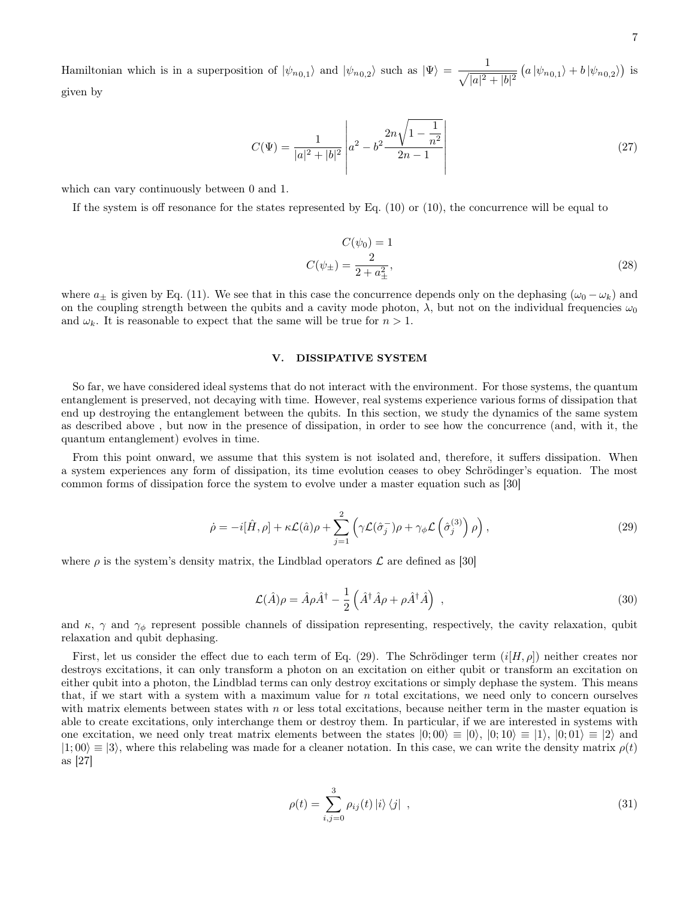Hamiltonian which is in a superposition of $|\psi_{n0,1}\rangle$ and $|\psi_{n0,2}\rangle$ such as $|\Psi\rangle = \frac{1}{\sqrt{|a|^2+|b|^2}}\left(a\,|\psi_{n0,1}\rangle + b\,|\psi_{n0,2}\rangle\right)$ is given by

$$
C(\Psi) = \frac{1}{|a|^2+|b|^2}\left|a^2 - b^2\frac{2n\sqrt{1-\dfrac{1}{n^2}}}{2n-1}\right| \tag{27}
$$

which can vary continuously between 0 and 1.

If the system is off resonance for the states represented by Eq. (10) or (10), the concurrence will be equal to

$$
\begin{aligned}
C(\psi_0) &= 1 \\
C(\psi_\pm) &= \frac{2}{2+a_\pm^2},
\end{aligned} \tag{28}
$$

where $a_\pm$ is given by Eq. (11). We see that in this case the concurrence depends only on the dephasing $(\omega_0 - \omega_k)$ and on the coupling strength between the qubits and a cavity mode photon, $\lambda$, but not on the individual frequencies $\omega_0$ and $\omega_k$. It is reasonable to expect that the same will be true for $n > 1$.

## V. DISSIPATIVE SYSTEM

So far, we have considered ideal systems that do not interact with the environment. For those systems, the quantum entanglement is preserved, not decaying with time. However, real systems experience various forms of dissipation that end up destroying the entanglement between the qubits. In this section, we study the dynamics of the same system as described above , but now in the presence of dissipation, in order to see how the concurrence (and, with it, the quantum entanglement) evolves in time.

From this point onward, we assume that this system is not isolated and, therefore, it suffers dissipation. When a system experiences any form of dissipation, its time evolution ceases to obey Schrödinger's equation. The most common forms of dissipation force the system to evolve under a master equation such as [30]

$$
\dot{\rho} = -i[\hat{H},\rho] + \kappa\mathcal{L}(\hat{a})\rho + \sum_{j=1}^{2}\left(\gamma\mathcal{L}(\hat{\sigma}_j^-)\rho + \gamma_\phi\mathcal{L}\left(\hat{\sigma}_j^{(3)}\right)\rho\right), \tag{29}
$$

where $\rho$ is the system's density matrix, the Lindblad operators $\mathcal{L}$ are defined as [30]

$$
\mathcal{L}(\hat{A})\rho = \hat{A}\rho\hat{A}^\dagger - \frac{1}{2}\left(\hat{A}^\dagger\hat{A}\rho + \rho\hat{A}^\dagger\hat{A}\right)\ , \tag{30}
$$

and $\kappa$, $\gamma$ and $\gamma_\phi$ represent possible channels of dissipation representing, respectively, the cavity relaxation, qubit relaxation and qubit dephasing.

First, let us consider the effect due to each term of Eq. (29). The Schrödinger term $(i[H,\rho])$ neither creates nor destroys excitations, it can only transform a photon on an excitation on either qubit or transform an excitation on either qubit into a photon, the Lindblad terms can only destroy excitations or simply dephase the system. This means that, if we start with a system with a maximum value for $n$ total excitations, we need only to concern ourselves with matrix elements between states with $n$ or less total excitations, because neither term in the master equation is able to create excitations, only interchange them or destroy them. In particular, if we are interested in systems with one excitation, we need only treat matrix elements between the states $|0;00\rangle \equiv |0\rangle$, $|0;10\rangle \equiv |1\rangle$, $|0;01\rangle \equiv |2\rangle$ and $|1;00\rangle \equiv |3\rangle$, where this relabeling was made for a cleaner notation. In this case, we can write the density matrix $\rho(t)$ as [27]

$$
\rho(t) = \sum_{i,j=0}^{3}\rho_{ij}(t)\,|i\rangle\,\langle j|\ , \tag{31}
$$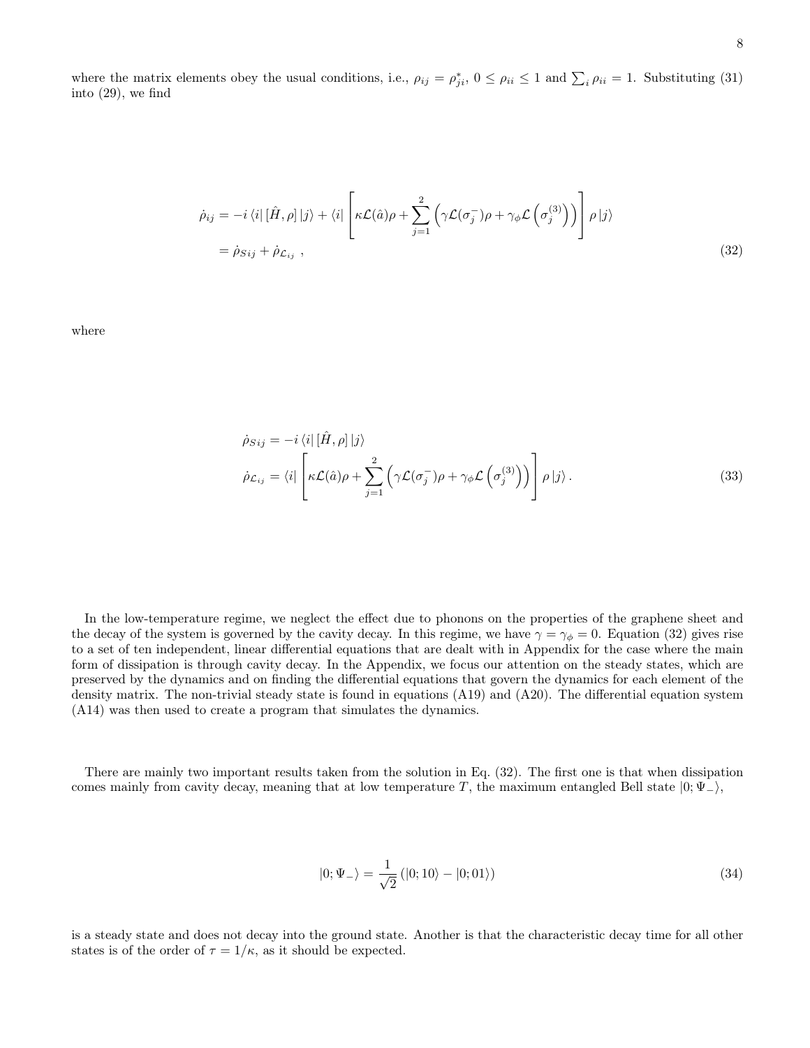where the matrix elements obey the usual conditions, i.e., $\rho_{ij} = \rho^*_{ji}$, $0 \leq \rho_{ii} \leq 1$ and $\sum_i \rho_{ii} = 1$. Substituting (31) into (29), we find

$$
\begin{aligned}
\dot{\rho}_{ij} &= -i \langle i| [\hat{H}, \rho] |j\rangle + \langle i| \left[ \kappa \mathcal{L}(\hat{a})\rho + \sum_{j=1}^{2} \left( \gamma \mathcal{L}(\sigma_j^-)\rho + \gamma_\phi \mathcal{L}\left(\sigma_j^{(3)}\right)\right) \right] \rho |j\rangle \\
&= \dot{\rho}_{S ij} + \dot{\rho}_{\mathcal{L}_{ij}} \ ,
\end{aligned}
\tag{32}
$$

where

$$
\begin{aligned}
\dot{\rho}_{S ij} &= -i \langle i| [\hat{H}, \rho] |j\rangle \\
\dot{\rho}_{\mathcal{L}_{ij}} &= \langle i| \left[ \kappa \mathcal{L}(\hat{a})\rho + \sum_{j=1}^{2} \left( \gamma \mathcal{L}(\sigma_j^-)\rho + \gamma_\phi \mathcal{L}\left(\sigma_j^{(3)}\right)\right) \right] \rho |j\rangle .
\end{aligned}
\tag{33}
$$

In the low-temperature regime, we neglect the effect due to phonons on the properties of the graphene sheet and the decay of the system is governed by the cavity decay. In this regime, we have $\gamma = \gamma_\phi = 0$. Equation (32) gives rise to a set of ten independent, linear differential equations that are dealt with in Appendix for the case where the main form of dissipation is through cavity decay. In the Appendix, we focus our attention on the steady states, which are preserved by the dynamics and on finding the differential equations that govern the dynamics for each element of the density matrix. The non-trivial steady state is found in equations (A19) and (A20). The differential equation system (A14) was then used to create a program that simulates the dynamics.

There are mainly two important results taken from the solution in Eq. (32). The first one is that when dissipation comes mainly from cavity decay, meaning that at low temperature $T$, the maximum entangled Bell state $|0; \Psi_-\rangle$,

$$
|0; \Psi_-\rangle = \frac{1}{\sqrt{2}} \left( |0; 10\rangle - |0; 01\rangle \right)
\tag{34}
$$

is a steady state and does not decay into the ground state. Another is that the characteristic decay time for all other states is of the order of $\tau = 1/\kappa$, as it should be expected.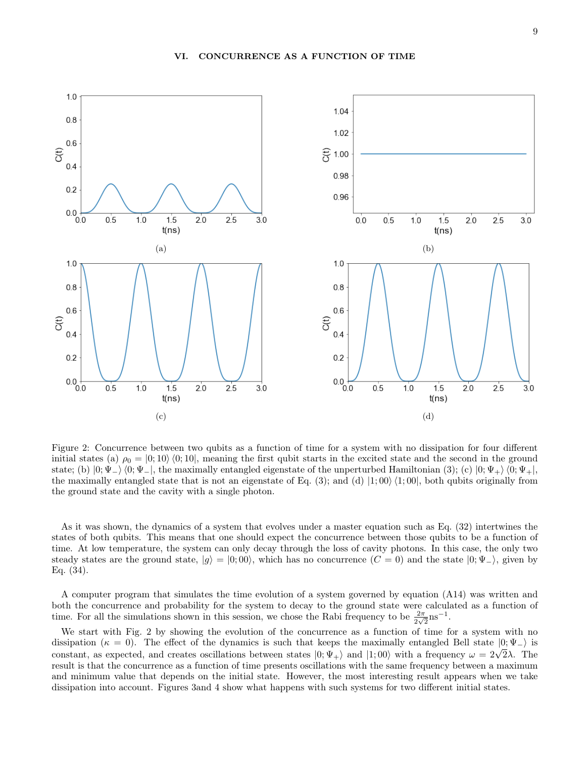## VI. CONCURRENCE AS A FUNCTION OF TIME

Figure 2: Concurrence between two qubits as a function of time for a system with no dissipation for four different initial states (a) $\rho_0 = |0;10\rangle\langle 0;10|$, meaning the first qubit starts in the excited state and the second in the ground state; (b) $|0;\Psi_-\rangle\langle 0;\Psi_-|$, the maximally entangled eigenstate of the unperturbed Hamiltonian (3); (c) $|0;\Psi_+\rangle\langle 0;\Psi_+|$, the maximally entangled state that is not an eigenstate of Eq. (3); and (d) $|1;00\rangle\langle 1;00|$, both qubits originally from the ground state and the cavity with a single photon.

As it was shown, the dynamics of a system that evolves under a master equation such as Eq. (32) intertwines the states of both qubits. This means that one should expect the concurrence between those qubits to be a function of time. At low temperature, the system can only decay through the loss of cavity photons. In this case, the only two steady states are the ground state, $|g\rangle = |0;00\rangle$, which has no concurrence ($C = 0$) and the state $|0;\Psi_-\rangle$, given by Eq. (34).

A computer program that simulates the time evolution of a system governed by equation (A14) was written and both the concurrence and probability for the system to decay to the ground state were calculated as a function of time. For all the simulations shown in this session, we chose the Rabi frequency to be $\frac{2\pi}{2\sqrt{2}}\text{ns}^{-1}$.

We start with Fig. 2 by showing the evolution of the concurrence as a function of time for a system with no dissipation ($\kappa = 0$). The effect of the dynamics is such that keeps the maximally entangled Bell state $|0;\Psi_-\rangle$ is constant, as expected, and creates oscillations between states $|0;\Psi_+\rangle$ and $|1;00\rangle$ with a frequency $\omega = 2\sqrt{2}\lambda$. The result is that the concurrence as a function of time presents oscillations with the same frequency between a maximum and minimum value that depends on the initial state. However, the most interesting result appears when we take dissipation into account. Figures 3and 4 show what happens with such systems for two different initial states.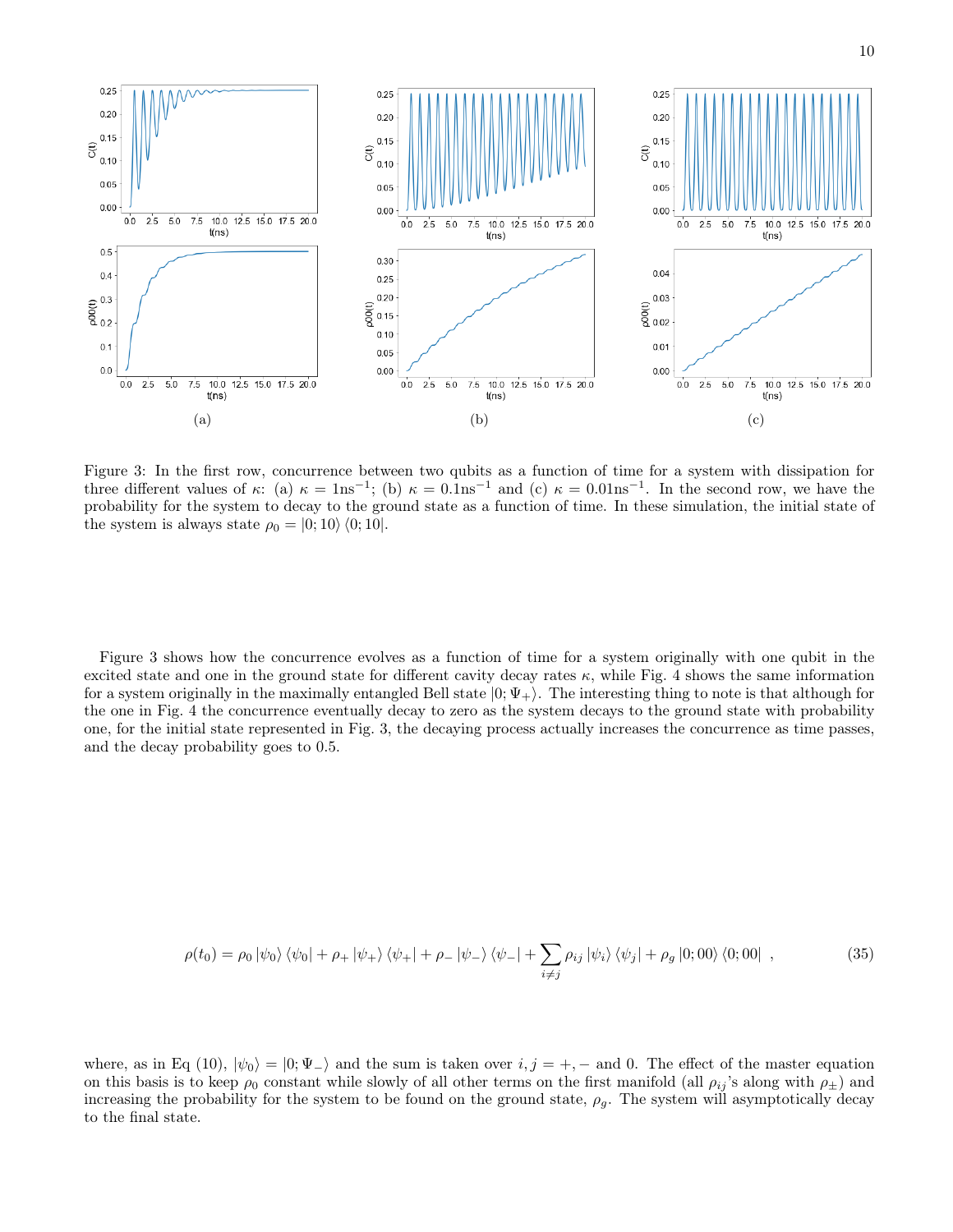C(t)

t(ns)

0.00 0.05 0.10 0.15 0.20 0.25

0.0 2.5 5.0 7.5 10.0 12.5 15.0 17.5 20.0

ρ00(t)

0.0 0.1 0.2 0.3 0.4 0.5

(a)

C(t)

0.00 0.05 0.10 0.15 0.20 0.25

t(ns)

ρ00(t)

0.00 0.05 0.10 0.15 0.20 0.25 0.30

(b)

C(t)

0.00 0.05 0.10 0.15 0.20 0.25

t(ns)

ρ00(t)

0.00 0.01 0.02 0.03 0.04

(c)

Figure 3: In the first row, concurrence between two qubits as a function of time for a system with dissipation for three different values of $\kappa$: (a) $\kappa = 1\text{ns}^{-1}$; (b) $\kappa = 0.1\text{ns}^{-1}$ and (c) $\kappa = 0.01\text{ns}^{-1}$. In the second row, we have the probability for the system to decay to the ground state as a function of time. In these simulation, the initial state of the system is always state $\rho_0 = |0;10\rangle\langle 0;10|$.

Figure 3 shows how the concurrence evolves as a function of time for a system originally with one qubit in the excited state and one in the ground state for different cavity decay rates $\kappa$, while Fig. 4 shows the same information for a system originally in the maximally entangled Bell state $|0;\Psi_+\rangle$. The interesting thing to note is that although for the one in Fig. 4 the concurrence eventually decay to zero as the system decays to the ground state with probability one, for the initial state represented in Fig. 3, the decaying process actually increases the concurrence as time passes, and the decay probability goes to 0.5.

$$\rho(t_0) = \rho_0 |\psi_0\rangle\langle\psi_0| + \rho_+ |\psi_+\rangle\langle\psi_+| + \rho_- |\psi_-\rangle\langle\psi_-| + \sum_{i\neq j} \rho_{ij} |\psi_i\rangle\langle\psi_j| + \rho_g |0;00\rangle\langle 0;00| \ , \tag{35}$$

where, as in Eq (10), $|\psi_0\rangle = |0;\Psi_-\rangle$ and the sum is taken over $i, j = +, -$ and 0. The effect of the master equation on this basis is to keep $\rho_0$ constant while slowly of all other terms on the first manifold (all $\rho_{ij}$'s along with $\rho_\pm$) and increasing the probability for the system to be found on the ground state, $\rho_g$. The system will asymptotically decay to the final state.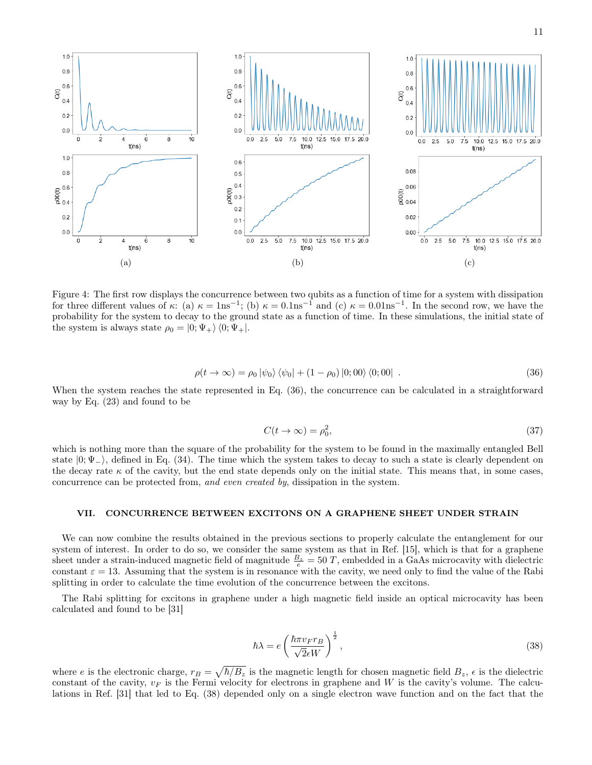C(t)

t(ns)

ρ00(t)

t(ns)

(a)

(b)

(c)

Figure 4: The first row displays the concurrence between two qubits as a function of time for a system with dissipation for three different values of $\kappa$: (a) $\kappa = 1\text{ns}^{-1}$; (b) $\kappa = 0.1\text{ns}^{-1}$ and (c) $\kappa = 0.01\text{ns}^{-1}$. In the second row, we have the probability for the system to decay to the ground state as a function of time. In these simulations, the initial state of the system is always state $\rho_0 = |0; \Psi_+\rangle \langle 0; \Psi_+|$.

$$\rho(t \to \infty) = \rho_0 \, |\psi_0\rangle \langle \psi_0| + (1 - \rho_0) \, |0; 00\rangle \langle 0; 00| \ . \tag{36}$$

When the system reaches the state represented in Eq. (36), the concurrence can be calculated in a straightforward way by Eq. (23) and found to be

$$C(t \to \infty) = \rho_0^2, \tag{37}$$

which is nothing more than the square of the probability for the system to be found in the maximally entangled Bell state $|0; \Psi_-\rangle$, defined in Eq. (34). The time which the system takes to decay to such a state is clearly dependent on the decay rate $\kappa$ of the cavity, but the end state depends only on the initial state. This means that, in some cases, concurrence can be protected from, *and even created by*, dissipation in the system.

## VII. CONCURRENCE BETWEEN EXCITONS ON A GRAPHENE SHEET UNDER STRAIN

We can now combine the results obtained in the previous sections to properly calculate the entanglement for our system of interest. In order to do so, we consider the same system as that in Ref. [15], which is that for a graphene sheet under a strain-induced magnetic field of magnitude $\frac{B_z}{e} = 50\ T$, embedded in a GaAs microcavity with dielectric constant $\varepsilon = 13$. Assuming that the system is in resonance with the cavity, we need only to find the value of the Rabi splitting in order to calculate the time evolution of the concurrence between the excitons.

The Rabi splitting for excitons in graphene under a high magnetic field inside an optical microcavity has been calculated and found to be [31]

$$\hbar\lambda = e \left( \frac{\hbar \pi v_F r_B}{\sqrt{2} \epsilon W} \right)^{\frac{1}{2}}, \tag{38}$$

where $e$ is the electronic charge, $r_B = \sqrt{\hbar / B_z}$ is the magnetic length for chosen magnetic field $B_z$, $\epsilon$ is the dielectric constant of the cavity, $v_F$ is the Fermi velocity for electrons in graphene and $W$ is the cavity's volume. The calculations in Ref. [31] that led to Eq. (38) depended only on a single electron wave function and on the fact that the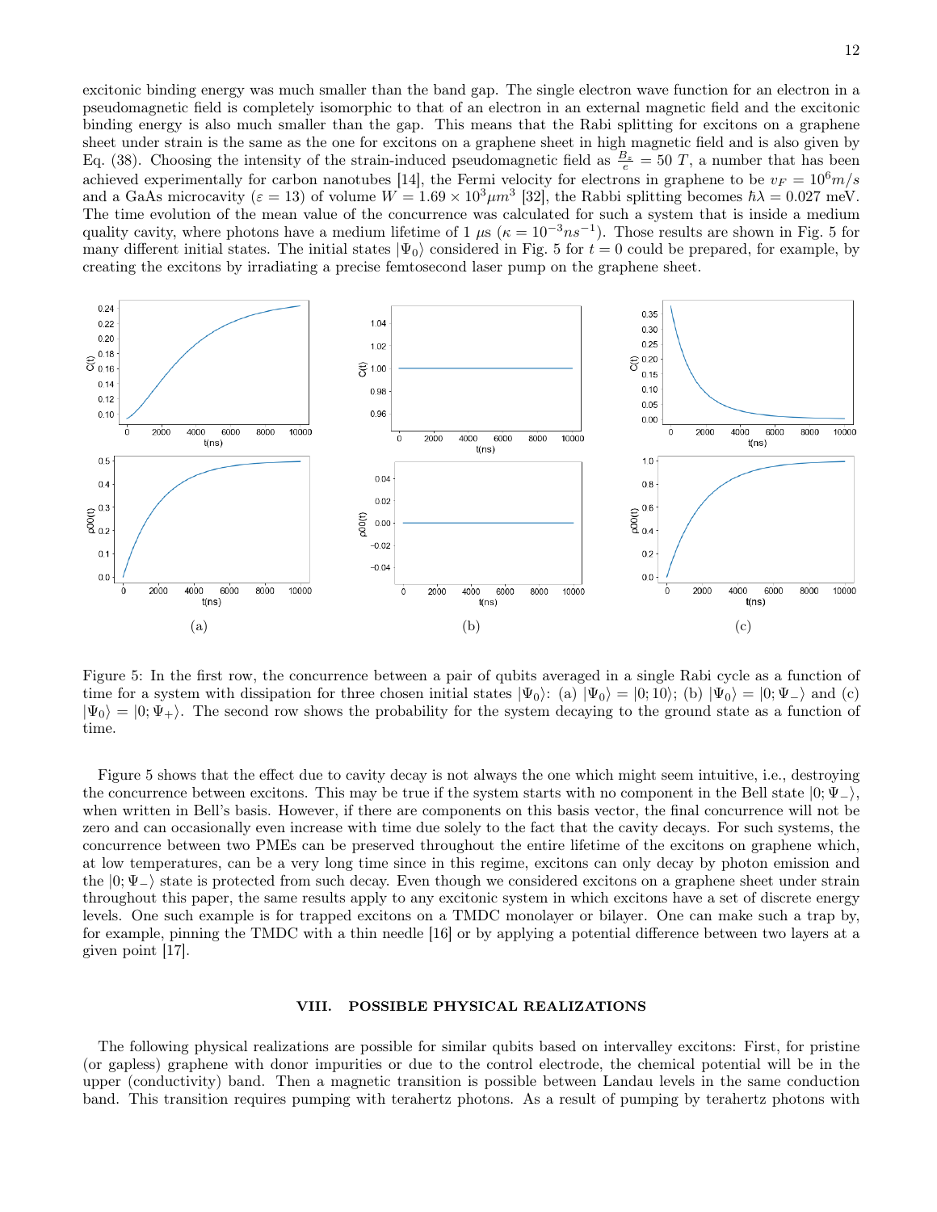excitonic binding energy was much smaller than the band gap. The single electron wave function for an electron in a pseudomagnetic field is completely isomorphic to that of an electron in an external magnetic field and the excitonic binding energy is also much smaller than the gap. This means that the Rabi splitting for excitons on a graphene sheet under strain is the same as the one for excitons on a graphene sheet in high magnetic field and is also given by Eq. (38). Choosing the intensity of the strain-induced pseudomagnetic field as $\frac{B_z}{e} = 50\ T$, a number that has been achieved experimentally for carbon nanotubes [14], the Fermi velocity for electrons in graphene to be $v_F = 10^6 m/s$ and a GaAs microcavity ($\varepsilon = 13$) of volume $W = 1.69 \times 10^3 \mu m^3$ [32], the Rabbi splitting becomes $\hbar\lambda = 0.027$ meV. The time evolution of the mean value of the concurrence was calculated for such a system that is inside a medium quality cavity, where photons have a medium lifetime of 1 $\mu s$ ($\kappa = 10^{-3} ns^{-1}$). Those results are shown in Fig. 5 for many different initial states. The initial states $|\Psi_0\rangle$ considered in Fig. 5 for $t = 0$ could be prepared, for example, by creating the excitons by irradiating a precise femtosecond laser pump on the graphene sheet.

C(t)
0.24
0.22
0.20
0.18
0.16
0.14
0.12
0.10
0 2000 4000 6000 8000 10000
t(ns)

C(t)
1.04
1.02
1.00
0.98
0.96
0 2000 4000 6000 8000 10000
t(ns)

C(t)
0.35
0.30
0.25
0.20
0.15
0.10
0.05
0.00
0 2000 4000 6000 8000 10000
t(ns)

ρ00(t)
0.5
0.4
0.3
0.2
0.1
0.0
0 2000 4000 6000 8000 10000
t(ns)

ρ00(t)
0.04
0.02
0.00
−0.02
−0.04
0 2000 4000 6000 8000 10000
t(ns)

ρ00(t)
1.0
0.8
0.6
0.4
0.2
0.0
0 2000 4000 6000 8000 10000
t(ns)

(a) (b) (c)

Figure 5: In the first row, the concurrence between a pair of qubits averaged in a single Rabi cycle as a function of time for a system with dissipation for three chosen initial states $|\Psi_0\rangle$: (a) $|\Psi_0\rangle = |0; 10\rangle$; (b) $|\Psi_0\rangle = |0; \Psi_-\rangle$ and (c) $|\Psi_0\rangle = |0; \Psi_+\rangle$. The second row shows the probability for the system decaying to the ground state as a function of time.

Figure 5 shows that the effect due to cavity decay is not always the one which might seem intuitive, i.e., destroying the concurrence between excitons. This may be true if the system starts with no component in the Bell state $|0; \Psi_-\rangle$, when written in Bell's basis. However, if there are components on this basis vector, the final concurrence will not be zero and can occasionally even increase with time due solely to the fact that the cavity decays. For such systems, the concurrence between two PMEs can be preserved throughout the entire lifetime of the excitons on graphene which, at low temperatures, can be a very long time since in this regime, excitons can only decay by photon emission and the $|0; \Psi_-\rangle$ state is protected from such decay. Even though we considered excitons on a graphene sheet under strain throughout this paper, the same results apply to any excitonic system in which excitons have a set of discrete energy levels. One such example is for trapped excitons on a TMDC monolayer or bilayer. One can make such a trap by, for example, pinning the TMDC with a thin needle [16] or by applying a potential difference between two layers at a given point [17].

## VIII. POSSIBLE PHYSICAL REALIZATIONS

The following physical realizations are possible for similar qubits based on intervalley excitons: First, for pristine (or gapless) graphene with donor impurities or due to the control electrode, the chemical potential will be in the upper (conductivity) band. Then a magnetic transition is possible between Landau levels in the same conduction band. This transition requires pumping with terahertz photons. As a result of pumping by terahertz photons with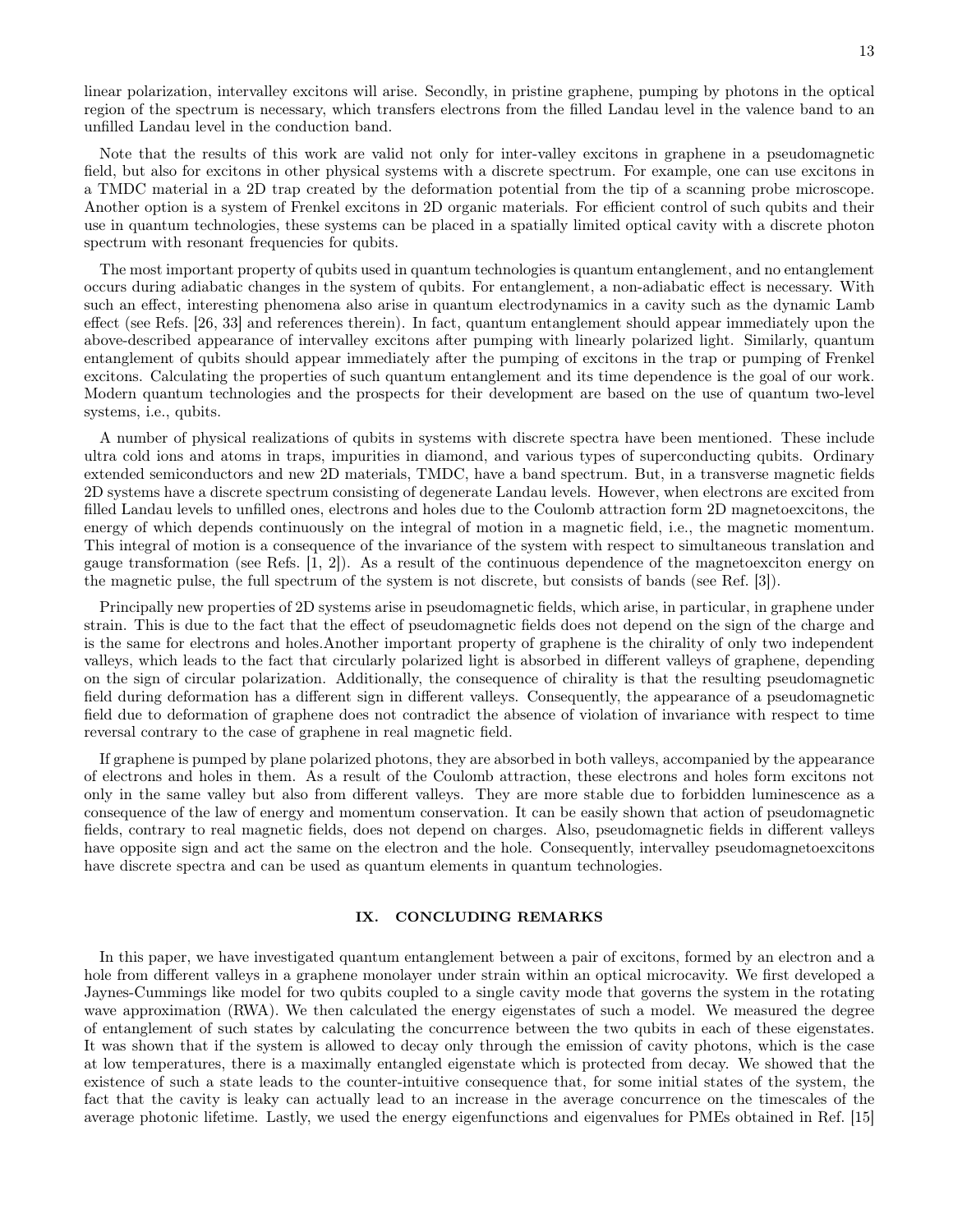linear polarization, intervalley excitons will arise. Secondly, in pristine graphene, pumping by photons in the optical region of the spectrum is necessary, which transfers electrons from the filled Landau level in the valence band to an unfilled Landau level in the conduction band.

Note that the results of this work are valid not only for inter-valley excitons in graphene in a pseudomagnetic field, but also for excitons in other physical systems with a discrete spectrum. For example, one can use excitons in a TMDC material in a 2D trap created by the deformation potential from the tip of a scanning probe microscope. Another option is a system of Frenkel excitons in 2D organic materials. For efficient control of such qubits and their use in quantum technologies, these systems can be placed in a spatially limited optical cavity with a discrete photon spectrum with resonant frequencies for qubits.

The most important property of qubits used in quantum technologies is quantum entanglement, and no entanglement occurs during adiabatic changes in the system of qubits. For entanglement, a non-adiabatic effect is necessary. With such an effect, interesting phenomena also arise in quantum electrodynamics in a cavity such as the dynamic Lamb effect (see Refs. [26, 33] and references therein). In fact, quantum entanglement should appear immediately upon the above-described appearance of intervalley excitons after pumping with linearly polarized light. Similarly, quantum entanglement of qubits should appear immediately after the pumping of excitons in the trap or pumping of Frenkel excitons. Calculating the properties of such quantum entanglement and its time dependence is the goal of our work. Modern quantum technologies and the prospects for their development are based on the use of quantum two-level systems, i.e., qubits.

A number of physical realizations of qubits in systems with discrete spectra have been mentioned. These include ultra cold ions and atoms in traps, impurities in diamond, and various types of superconducting qubits. Ordinary extended semiconductors and new 2D materials, TMDC, have a band spectrum. But, in a transverse magnetic fields 2D systems have a discrete spectrum consisting of degenerate Landau levels. However, when electrons are excited from filled Landau levels to unfilled ones, electrons and holes due to the Coulomb attraction form 2D magnetoexcitons, the energy of which depends continuously on the integral of motion in a magnetic field, i.e., the magnetic momentum. This integral of motion is a consequence of the invariance of the system with respect to simultaneous translation and gauge transformation (see Refs. [1, 2]). As a result of the continuous dependence of the magnetoexciton energy on the magnetic pulse, the full spectrum of the system is not discrete, but consists of bands (see Ref. [3]).

Principally new properties of 2D systems arise in pseudomagnetic fields, which arise, in particular, in graphene under strain. This is due to the fact that the effect of pseudomagnetic fields does not depend on the sign of the charge and is the same for electrons and holes.Another important property of graphene is the chirality of only two independent valleys, which leads to the fact that circularly polarized light is absorbed in different valleys of graphene, depending on the sign of circular polarization. Additionally, the consequence of chirality is that the resulting pseudomagnetic field during deformation has a different sign in different valleys. Consequently, the appearance of a pseudomagnetic field due to deformation of graphene does not contradict the absence of violation of invariance with respect to time reversal contrary to the case of graphene in real magnetic field.

If graphene is pumped by plane polarized photons, they are absorbed in both valleys, accompanied by the appearance of electrons and holes in them. As a result of the Coulomb attraction, these electrons and holes form excitons not only in the same valley but also from different valleys. They are more stable due to forbidden luminescence as a consequence of the law of energy and momentum conservation. It can be easily shown that action of pseudomagnetic fields, contrary to real magnetic fields, does not depend on charges. Also, pseudomagnetic fields in different valleys have opposite sign and act the same on the electron and the hole. Consequently, intervalley pseudomagnetoexcitons have discrete spectra and can be used as quantum elements in quantum technologies.

## IX. CONCLUDING REMARKS

In this paper, we have investigated quantum entanglement between a pair of excitons, formed by an electron and a hole from different valleys in a graphene monolayer under strain within an optical microcavity. We first developed a Jaynes-Cummings like model for two qubits coupled to a single cavity mode that governs the system in the rotating wave approximation (RWA). We then calculated the energy eigenstates of such a model. We measured the degree of entanglement of such states by calculating the concurrence between the two qubits in each of these eigenstates. It was shown that if the system is allowed to decay only through the emission of cavity photons, which is the case at low temperatures, there is a maximally entangled eigenstate which is protected from decay. We showed that the existence of such a state leads to the counter-intuitive consequence that, for some initial states of the system, the fact that the cavity is leaky can actually lead to an increase in the average concurrence on the timescales of the average photonic lifetime. Lastly, we used the energy eigenfunctions and eigenvalues for PMEs obtained in Ref. [15]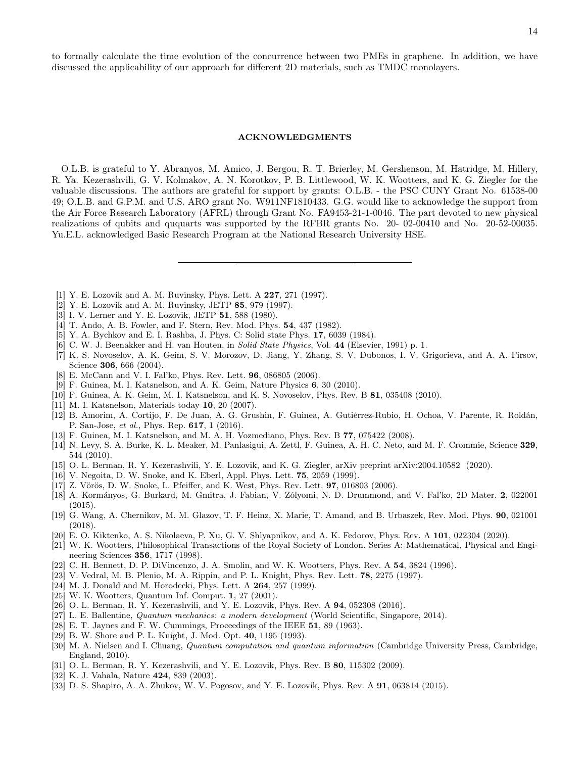to formally calculate the time evolution of the concurrence between two PMEs in graphene. In addition, we have discussed the applicability of our approach for different 2D materials, such as TMDC monolayers.

## ACKNOWLEDGMENTS

O.L.B. is grateful to Y. Abranyos, M. Amico, J. Bergou, R. T. Brierley, M. Gershenson, M. Hatridge, M. Hillery, R. Ya. Kezerashvili, G. V. Kolmakov, A. N. Korotkov, P. B. Littlewood, W. K. Wootters, and K. G. Ziegler for the valuable discussions. The authors are grateful for support by grants: O.L.B. - the PSC CUNY Grant No. 61538-00 49; O.L.B. and G.P.M. and U.S. ARO grant No. W911NF1810433. G.G. would like to acknowledge the support from the Air Force Research Laboratory (AFRL) through Grant No. FA9453-21-1-0046. The part devoted to new physical realizations of qubits and ququarts was supported by the RFBR grants No. 20- 02-00410 and No. 20-52-00035. Yu.E.L. acknowledged Basic Research Program at the National Research University HSE.

---

[1] Y. E. Lozovik and A. M. Ruvinsky, Phys. Lett. A **227**, 271 (1997).
[2] Y. E. Lozovik and A. M. Ruvinsky, JETP **85**, 979 (1997).
[3] I. V. Lerner and Y. E. Lozovik, JETP **51**, 588 (1980).
[4] T. Ando, A. B. Fowler, and F. Stern, Rev. Mod. Phys. **54**, 437 (1982).
[5] Y. A. Bychkov and E. I. Rashba, J. Phys. C: Solid state Phys. **17**, 6039 (1984).
[6] C. W. J. Beenakker and H. van Houten, in *Solid State Physics*, Vol. **44** (Elsevier, 1991) p. 1.
[7] K. S. Novoselov, A. K. Geim, S. V. Morozov, D. Jiang, Y. Zhang, S. V. Dubonos, I. V. Grigorieva, and A. A. Firsov, Science **306**, 666 (2004).
[8] E. McCann and V. I. Fal'ko, Phys. Rev. Lett. **96**, 086805 (2006).
[9] F. Guinea, M. I. Katsnelson, and A. K. Geim, Nature Physics **6**, 30 (2010).
[10] F. Guinea, A. K. Geim, M. I. Katsnelson, and K. S. Novoselov, Phys. Rev. B **81**, 035408 (2010).
[11] M. I. Katsnelson, Materials today **10**, 20 (2007).
[12] B. Amorim, A. Cortijo, F. De Juan, A. G. Grushin, F. Guinea, A. Gutiérrez-Rubio, H. Ochoa, V. Parente, R. Roldán, P. San-Jose, *et al.*, Phys. Rep. **617**, 1 (2016).
[13] F. Guinea, M. I. Katsnelson, and M. A. H. Vozmediano, Phys. Rev. B **77**, 075422 (2008).
[14] N. Levy, S. A. Burke, K. L. Meaker, M. Panlasigui, A. Zettl, F. Guinea, A. H. C. Neto, and M. F. Crommie, Science **329**, 544 (2010).
[15] O. L. Berman, R. Y. Kezerashvili, Y. E. Lozovik, and K. G. Ziegler, arXiv preprint arXiv:2004.10582 (2020).
[16] V. Negoita, D. W. Snoke, and K. Eberl, Appl. Phys. Lett. **75**, 2059 (1999).
[17] Z. Vörös, D. W. Snoke, L. Pfeiffer, and K. West, Phys. Rev. Lett. **97**, 016803 (2006).
[18] A. Kormányos, G. Burkard, M. Gmitra, J. Fabian, V. Zólyomi, N. D. Drummond, and V. Fal'ko, 2D Mater. **2**, 022001 (2015).
[19] G. Wang, A. Chernikov, M. M. Glazov, T. F. Heinz, X. Marie, T. Amand, and B. Urbaszek, Rev. Mod. Phys. **90**, 021001 (2018).
[20] E. O. Kiktenko, A. S. Nikolaeva, P. Xu, G. V. Shlyapnikov, and A. K. Fedorov, Phys. Rev. A **101**, 022304 (2020).
[21] W. K. Wootters, Philosophical Transactions of the Royal Society of London. Series A: Mathematical, Physical and Engineering Sciences **356**, 1717 (1998).
[22] C. H. Bennett, D. P. DiVincenzo, J. A. Smolin, and W. K. Wootters, Phys. Rev. A **54**, 3824 (1996).
[23] V. Vedral, M. B. Plenio, M. A. Rippin, and P. L. Knight, Phys. Rev. Lett. **78**, 2275 (1997).
[24] M. J. Donald and M. Horodecki, Phys. Lett. A **264**, 257 (1999).
[25] W. K. Wootters, Quantum Inf. Comput. **1**, 27 (2001).
[26] O. L. Berman, R. Y. Kezerashvili, and Y. E. Lozovik, Phys. Rev. A **94**, 052308 (2016).
[27] L. E. Ballentine, *Quantum mechanics: a modern development* (World Scientific, Singapore, 2014).
[28] E. T. Jaynes and F. W. Cummings, Proceedings of the IEEE **51**, 89 (1963).
[29] B. W. Shore and P. L. Knight, J. Mod. Opt. **40**, 1195 (1993).
[30] M. A. Nielsen and I. Chuang, *Quantum computation and quantum information* (Cambridge University Press, Cambridge, England, 2010).
[31] O. L. Berman, R. Y. Kezerashvili, and Y. E. Lozovik, Phys. Rev. B **80**, 115302 (2009).
[32] K. J. Vahala, Nature **424**, 839 (2003).
[33] D. S. Shapiro, A. A. Zhukov, W. V. Pogosov, and Y. E. Lozovik, Phys. Rev. A **91**, 063814 (2015).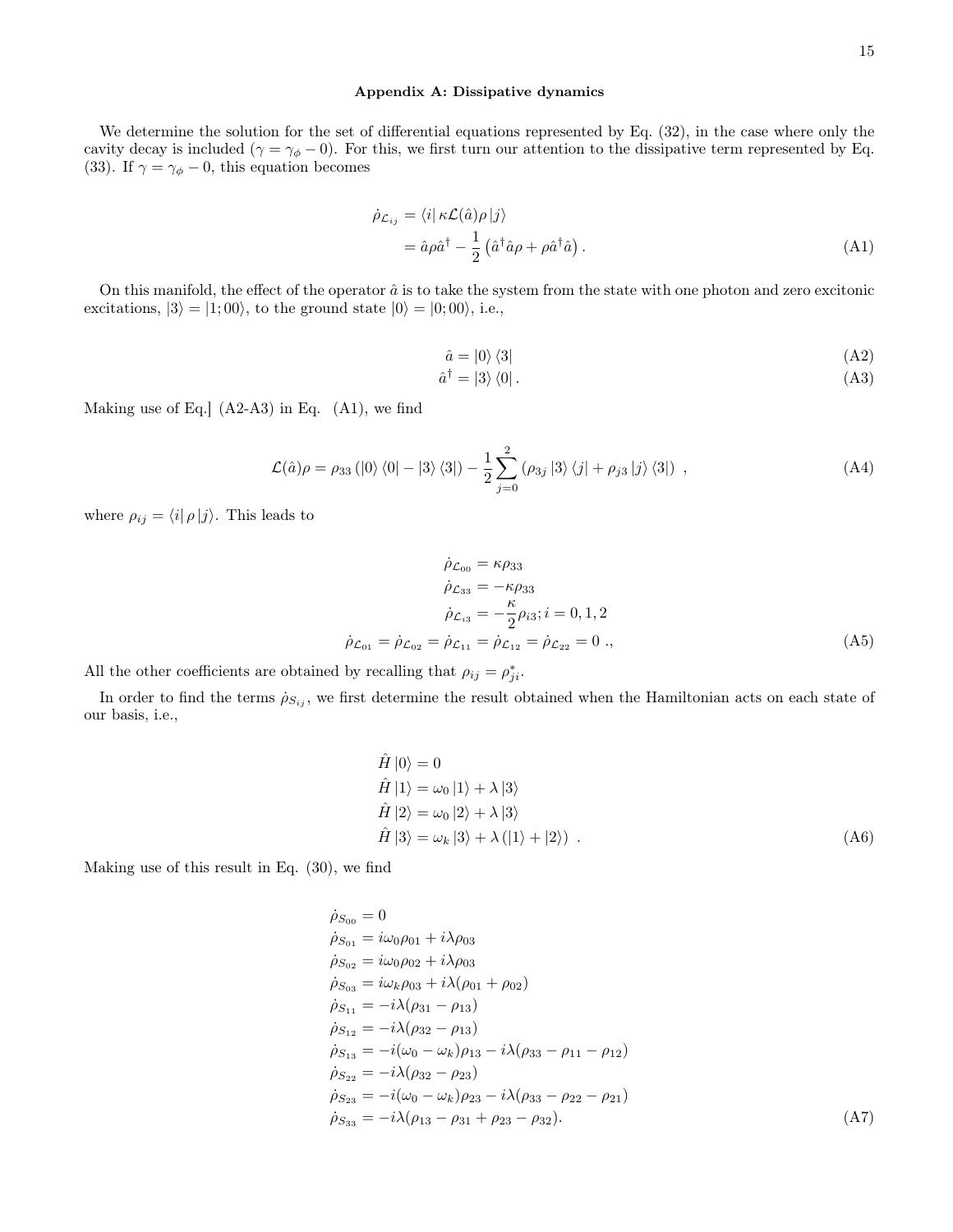## Appendix A: Dissipative dynamics

We determine the solution for the set of differential equations represented by Eq. (32), in the case where only the cavity decay is included ($\gamma = \gamma_\phi - 0$). For this, we first turn our attention to the dissipative term represented by Eq. (33). If $\gamma = \gamma_\phi - 0$, this equation becomes

$$\begin{aligned}
\dot{\rho}_{\mathcal{L}_{ij}} &= \langle i| \kappa \mathcal{L}(\hat{a})\rho |j\rangle \\
&= \hat{a}\rho\hat{a}^\dagger - \frac{1}{2}\left(\hat{a}^\dagger\hat{a}\rho + \rho\hat{a}^\dagger\hat{a}\right).
\end{aligned} \tag{A1}$$

On this manifold, the effect of the operator $\hat{a}$ is to take the system from the state with one photon and zero excitonic excitations, $|3\rangle = |1;00\rangle$, to the ground state $|0\rangle = |0;00\rangle$, i.e.,

$$\hat{a} = |0\rangle\langle 3| \tag{A2}$$

$$\hat{a}^\dagger = |3\rangle\langle 0|. \tag{A3}$$

Making use of Eq.] (A2-A3) in Eq. (A1), we find

$$\mathcal{L}(\hat{a})\rho = \rho_{33}\left(|0\rangle\langle 0| - |3\rangle\langle 3|\right) - \frac{1}{2}\sum_{j=0}^{2}\left(\rho_{3j}|3\rangle\langle j| + \rho_{j3}|j\rangle\langle 3|\right), \tag{A4}$$

where $\rho_{ij} = \langle i|\rho|j\rangle$. This leads to

$$\begin{aligned}
\dot{\rho}_{\mathcal{L}_{00}} &= \kappa\rho_{33} \\
\dot{\rho}_{\mathcal{L}_{33}} &= -\kappa\rho_{33} \\
\dot{\rho}_{\mathcal{L}_{i3}} &= -\frac{\kappa}{2}\rho_{i3}; i = 0, 1, 2 \\
\dot{\rho}_{\mathcal{L}_{01}} = \dot{\rho}_{\mathcal{L}_{02}} = \dot{\rho}_{\mathcal{L}_{11}} &= \dot{\rho}_{\mathcal{L}_{12}} = \dot{\rho}_{\mathcal{L}_{22}} = 0 \;.,
\end{aligned} \tag{A5}$$

All the other coefficients are obtained by recalling that $\rho_{ij} = \rho_{ji}^*$.

In order to find the terms $\dot{\rho}_{S_{ij}}$, we first determine the result obtained when the Hamiltonian acts on each state of our basis, i.e.,

$$\begin{aligned}
\hat{H}|0\rangle &= 0 \\
\hat{H}|1\rangle &= \omega_0|1\rangle + \lambda|3\rangle \\
\hat{H}|2\rangle &= \omega_0|2\rangle + \lambda|3\rangle \\
\hat{H}|3\rangle &= \omega_k|3\rangle + \lambda\left(|1\rangle + |2\rangle\right).
\end{aligned} \tag{A6}$$

Making use of this result in Eq. (30), we find

$$\begin{aligned}
\dot{\rho}_{S_{00}} &= 0 \\
\dot{\rho}_{S_{01}} &= i\omega_0\rho_{01} + i\lambda\rho_{03} \\
\dot{\rho}_{S_{02}} &= i\omega_0\rho_{02} + i\lambda\rho_{03} \\
\dot{\rho}_{S_{03}} &= i\omega_k\rho_{03} + i\lambda(\rho_{01} + \rho_{02}) \\
\dot{\rho}_{S_{11}} &= -i\lambda(\rho_{31} - \rho_{13}) \\
\dot{\rho}_{S_{12}} &= -i\lambda(\rho_{32} - \rho_{13}) \\
\dot{\rho}_{S_{13}} &= -i(\omega_0 - \omega_k)\rho_{13} - i\lambda(\rho_{33} - \rho_{11} - \rho_{12}) \\
\dot{\rho}_{S_{22}} &= -i\lambda(\rho_{32} - \rho_{23}) \\
\dot{\rho}_{S_{23}} &= -i(\omega_0 - \omega_k)\rho_{23} - i\lambda(\rho_{33} - \rho_{22} - \rho_{21}) \\
\dot{\rho}_{S_{33}} &= -i\lambda(\rho_{13} - \rho_{31} + \rho_{23} - \rho_{32}).
\end{aligned} \tag{A7}$$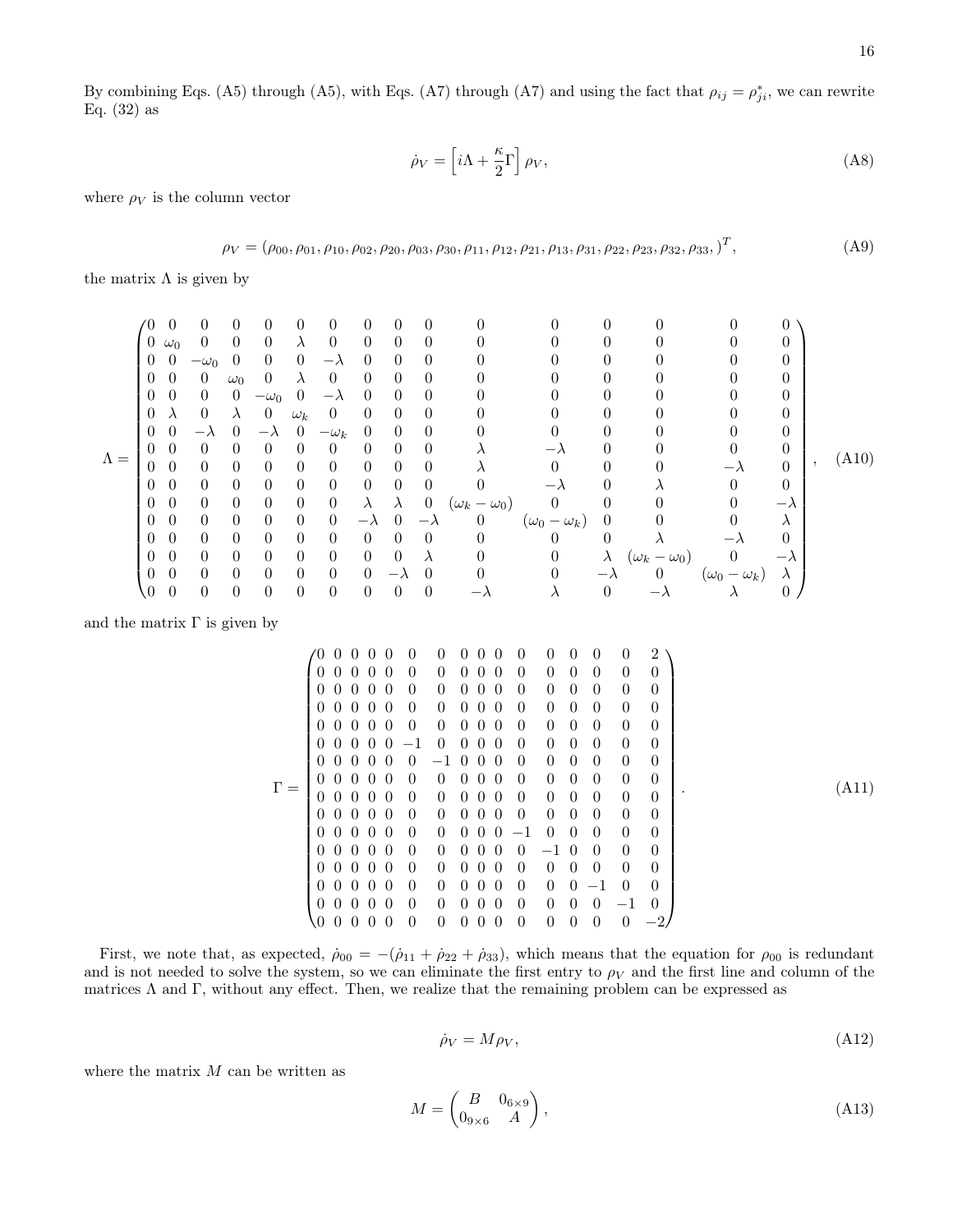By combining Eqs. (A5) through (A5), with Eqs. (A7) through (A7) and using the fact that $\rho_{ij} = \rho_{ji}^*$, we can rewrite Eq. (32) as

$$
\dot{\rho}_V = \left[ i\Lambda + \frac{\kappa}{2}\Gamma \right] \rho_V, \tag{A8}
$$

where $\rho_V$ is the column vector

$$
\rho_V = (\rho_{00}, \rho_{01}, \rho_{10}, \rho_{02}, \rho_{20}, \rho_{03}, \rho_{30}, \rho_{11}, \rho_{12}, \rho_{21}, \rho_{13}, \rho_{31}, \rho_{22}, \rho_{23}, \rho_{32}, \rho_{33}, )^T, \tag{A9}
$$

the matrix $\Lambda$ is given by

$$
\Lambda = \begin{pmatrix}
0 & 0 & 0 & 0 & 0 & 0 & 0 & 0 & 0 & 0 & 0 & 0 & 0 & 0 & 0 & 0 \\
0 & \omega_0 & 0 & 0 & 0 & \lambda & 0 & 0 & 0 & 0 & 0 & 0 & 0 & 0 & 0 & 0 \\
0 & 0 & -\omega_0 & 0 & 0 & 0 & -\lambda & 0 & 0 & 0 & 0 & 0 & 0 & 0 & 0 & 0 \\
0 & 0 & 0 & \omega_0 & 0 & \lambda & 0 & 0 & 0 & 0 & 0 & 0 & 0 & 0 & 0 & 0 \\
0 & 0 & 0 & 0 & -\omega_0 & 0 & -\lambda & 0 & 0 & 0 & 0 & 0 & 0 & 0 & 0 & 0 \\
0 & \lambda & 0 & \lambda & 0 & \omega_k & 0 & 0 & 0 & 0 & 0 & 0 & 0 & 0 & 0 & 0 \\
0 & 0 & -\lambda & 0 & -\lambda & 0 & -\omega_k & 0 & 0 & 0 & 0 & 0 & 0 & 0 & 0 & 0 \\
0 & 0 & 0 & 0 & 0 & 0 & 0 & 0 & 0 & 0 & \lambda & -\lambda & 0 & 0 & 0 & 0 \\
0 & 0 & 0 & 0 & 0 & 0 & 0 & 0 & 0 & 0 & \lambda & 0 & 0 & 0 & -\lambda & 0 \\
0 & 0 & 0 & 0 & 0 & 0 & 0 & 0 & 0 & 0 & 0 & -\lambda & 0 & \lambda & 0 & 0 \\
0 & 0 & 0 & 0 & 0 & 0 & 0 & \lambda & \lambda & 0 & (\omega_k - \omega_0) & 0 & 0 & 0 & 0 & -\lambda \\
0 & 0 & 0 & 0 & 0 & 0 & 0 & -\lambda & 0 & -\lambda & 0 & (\omega_0 - \omega_k) & 0 & 0 & 0 & \lambda \\
0 & 0 & 0 & 0 & 0 & 0 & 0 & 0 & 0 & 0 & 0 & 0 & 0 & \lambda & -\lambda & 0 \\
0 & 0 & 0 & 0 & 0 & 0 & 0 & 0 & 0 & \lambda & 0 & 0 & \lambda & (\omega_k - \omega_0) & 0 & -\lambda \\
0 & 0 & 0 & 0 & 0 & 0 & 0 & 0 & -\lambda & 0 & 0 & 0 & -\lambda & 0 & (\omega_0 - \omega_k) & \lambda \\
0 & 0 & 0 & 0 & 0 & 0 & 0 & 0 & 0 & 0 & -\lambda & \lambda & 0 & -\lambda & \lambda & 0
\end{pmatrix}, \tag{A10}
$$

and the matrix $\Gamma$ is given by

$$
\Gamma = \begin{pmatrix}
0 & 0 & 0 & 0 & 0 & 0 & 0 & 0 & 0 & 0 & 0 & 0 & 0 & 0 & 0 & 2 \\
0 & 0 & 0 & 0 & 0 & 0 & 0 & 0 & 0 & 0 & 0 & 0 & 0 & 0 & 0 & 0 \\
0 & 0 & 0 & 0 & 0 & 0 & 0 & 0 & 0 & 0 & 0 & 0 & 0 & 0 & 0 & 0 \\
0 & 0 & 0 & 0 & 0 & 0 & 0 & 0 & 0 & 0 & 0 & 0 & 0 & 0 & 0 & 0 \\
0 & 0 & 0 & 0 & 0 & 0 & 0 & 0 & 0 & 0 & 0 & 0 & 0 & 0 & 0 & 0 \\
0 & 0 & 0 & 0 & 0 & -1 & 0 & 0 & 0 & 0 & 0 & 0 & 0 & 0 & 0 & 0 \\
0 & 0 & 0 & 0 & 0 & 0 & -1 & 0 & 0 & 0 & 0 & 0 & 0 & 0 & 0 & 0 \\
0 & 0 & 0 & 0 & 0 & 0 & 0 & 0 & 0 & 0 & 0 & 0 & 0 & 0 & 0 & 0 \\
0 & 0 & 0 & 0 & 0 & 0 & 0 & 0 & 0 & 0 & 0 & 0 & 0 & 0 & 0 & 0 \\
0 & 0 & 0 & 0 & 0 & 0 & 0 & 0 & 0 & 0 & 0 & 0 & 0 & 0 & 0 & 0 \\
0 & 0 & 0 & 0 & 0 & 0 & 0 & 0 & 0 & 0 & -1 & 0 & 0 & 0 & 0 & 0 \\
0 & 0 & 0 & 0 & 0 & 0 & 0 & 0 & 0 & 0 & 0 & -1 & 0 & 0 & 0 & 0 \\
0 & 0 & 0 & 0 & 0 & 0 & 0 & 0 & 0 & 0 & 0 & 0 & 0 & 0 & 0 & 0 \\
0 & 0 & 0 & 0 & 0 & 0 & 0 & 0 & 0 & 0 & 0 & 0 & 0 & -1 & 0 & 0 \\
0 & 0 & 0 & 0 & 0 & 0 & 0 & 0 & 0 & 0 & 0 & 0 & 0 & 0 & -1 & 0 \\
0 & 0 & 0 & 0 & 0 & 0 & 0 & 0 & 0 & 0 & 0 & 0 & 0 & 0 & 0 & -2
\end{pmatrix}. \tag{A11}
$$

First, we note that, as expected, $\dot{\rho}_{00} = -(\dot{\rho}_{11} + \dot{\rho}_{22} + \dot{\rho}_{33})$, which means that the equation for $\rho_{00}$ is redundant and is not needed to solve the system, so we can eliminate the first entry to $\rho_V$ and the first line and column of the matrices $\Lambda$ and $\Gamma$, without any effect. Then, we realize that the remaining problem can be expressed as

$$
\dot{\rho}_V = M \rho_V, \tag{A12}
$$

where the matrix $M$ can be written as

$$
M = \begin{pmatrix} B & 0_{6\times 9} \\ 0_{9\times 6} & A \end{pmatrix}, \tag{A13}
$$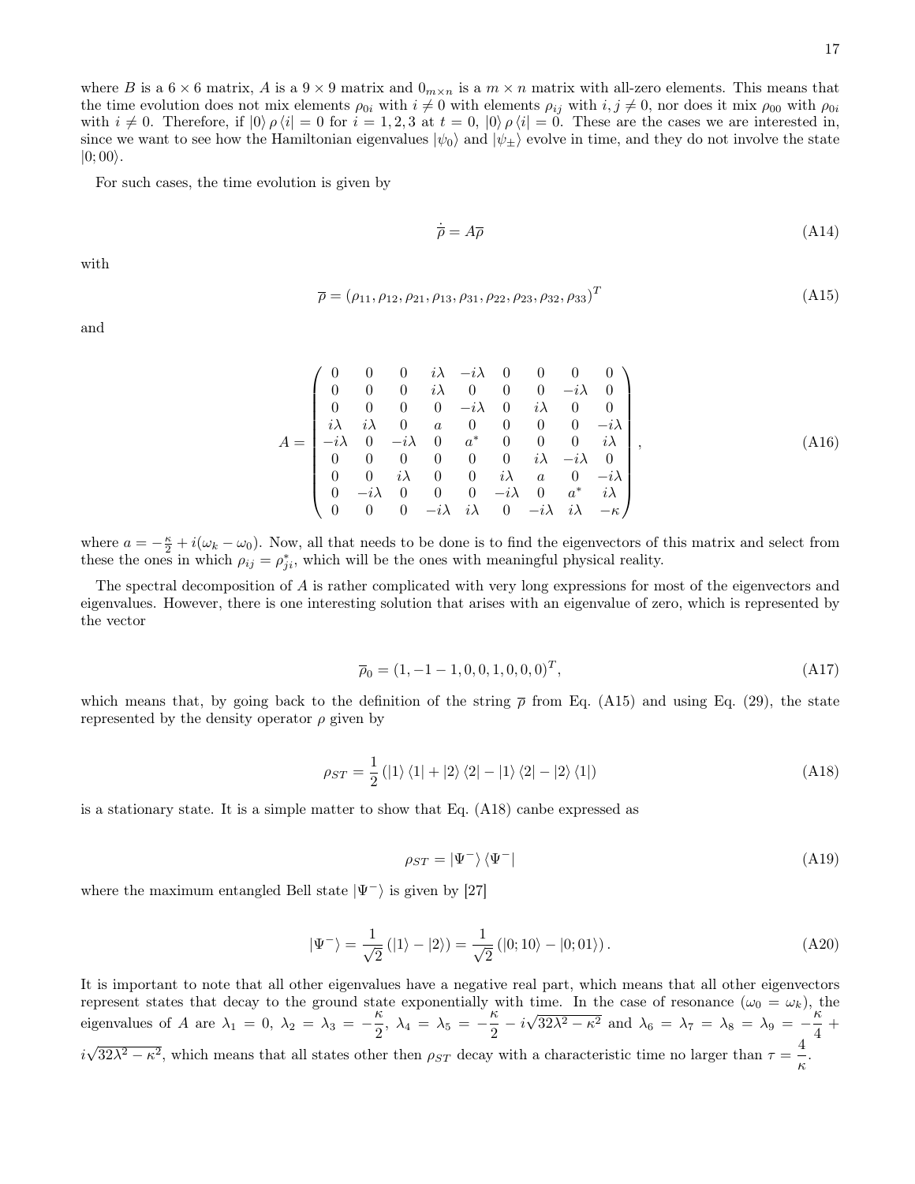where $B$ is a $6 \times 6$ matrix, $A$ is a $9 \times 9$ matrix and $0_{m \times n}$ is a $m \times n$ matrix with all-zero elements. This means that the time evolution does not mix elements $\rho_{0i}$ with $i \neq 0$ with elements $\rho_{ij}$ with $i, j \neq 0$, nor does it mix $\rho_{00}$ with $\rho_{0i}$ with $i \neq 0$. Therefore, if $|0\rangle \rho \langle i| = 0$ for $i = 1, 2, 3$ at $t = 0$, $|0\rangle \rho \langle i| = 0$. These are the cases we are interested in, since we want to see how the Hamiltonian eigenvalues $|\psi_0\rangle$ and $|\psi_\pm\rangle$ evolve in time, and they do not involve the state $|0; 00\rangle$.

For such cases, the time evolution is given by

$$\dot{\overline{\rho}} = A\overline{\rho} \tag{A14}$$

with

$$\overline{\rho} = (\rho_{11}, \rho_{12}, \rho_{21}, \rho_{13}, \rho_{31}, \rho_{22}, \rho_{23}, \rho_{32}, \rho_{33})^T \tag{A15}$$

and

$$A = \begin{pmatrix} 0 & 0 & 0 & i\lambda & -i\lambda & 0 & 0 & 0 & 0 \\ 0 & 0 & 0 & i\lambda & 0 & 0 & 0 & -i\lambda & 0 \\ 0 & 0 & 0 & 0 & -i\lambda & 0 & i\lambda & 0 & 0 \\ i\lambda & i\lambda & 0 & a & 0 & 0 & 0 & 0 & -i\lambda \\ -i\lambda & 0 & -i\lambda & 0 & a^* & 0 & 0 & 0 & i\lambda \\ 0 & 0 & 0 & 0 & 0 & 0 & i\lambda & -i\lambda & 0 \\ 0 & 0 & i\lambda & 0 & 0 & i\lambda & a & 0 & -i\lambda \\ 0 & -i\lambda & 0 & 0 & 0 & -i\lambda & 0 & a^* & i\lambda \\ 0 & 0 & 0 & -i\lambda & i\lambda & 0 & -i\lambda & i\lambda & -\kappa \end{pmatrix}, \tag{A16}$$

where $a = -\frac{\kappa}{2} + i(\omega_k - \omega_0)$. Now, all that needs to be done is to find the eigenvectors of this matrix and select from these the ones in which $\rho_{ij} = \rho_{ji}^*$, which will be the ones with meaningful physical reality.

The spectral decomposition of $A$ is rather complicated with very long expressions for most of the eigenvectors and eigenvalues. However, there is one interesting solution that arises with an eigenvalue of zero, which is represented by the vector

$$\overline{\rho}_0 = (1, -1 - 1, 0, 0, 1, 0, 0, 0)^T, \tag{A17}$$

which means that, by going back to the definition of the string $\overline{\rho}$ from Eq. (A15) and using Eq. (29), the state represented by the density operator $\rho$ given by

$$\rho_{ST} = \frac{1}{2}\left(|1\rangle\langle 1| + |2\rangle\langle 2| - |1\rangle\langle 2| - |2\rangle\langle 1|\right) \tag{A18}$$

is a stationary state. It is a simple matter to show that Eq. (A18) canbe expressed as

$$\rho_{ST} = |\Psi^-\rangle\langle\Psi^-| \tag{A19}$$

where the maximum entangled Bell state $|\Psi^-\rangle$ is given by [27]

$$|\Psi^-\rangle = \frac{1}{\sqrt{2}}\left(|1\rangle - |2\rangle\right) = \frac{1}{\sqrt{2}}\left(|0; 10\rangle - |0; 01\rangle\right). \tag{A20}$$

It is important to note that all other eigenvalues have a negative real part, which means that all other eigenvectors represent states that decay to the ground state exponentially with time. In the case of resonance ($\omega_0 = \omega_k$), the eigenvalues of $A$ are $\lambda_1 = 0$, $\lambda_2 = \lambda_3 = -\dfrac{\kappa}{2}$, $\lambda_4 = \lambda_5 = -\dfrac{\kappa}{2} - i\sqrt{32\lambda^2 - \kappa^2}$ and $\lambda_6 = \lambda_7 = \lambda_8 = \lambda_9 = -\dfrac{\kappa}{4} + i\sqrt{32\lambda^2 - \kappa^2}$, which means that all states other then $\rho_{ST}$ decay with a characteristic time no larger than $\tau = \dfrac{4}{\kappa}$.